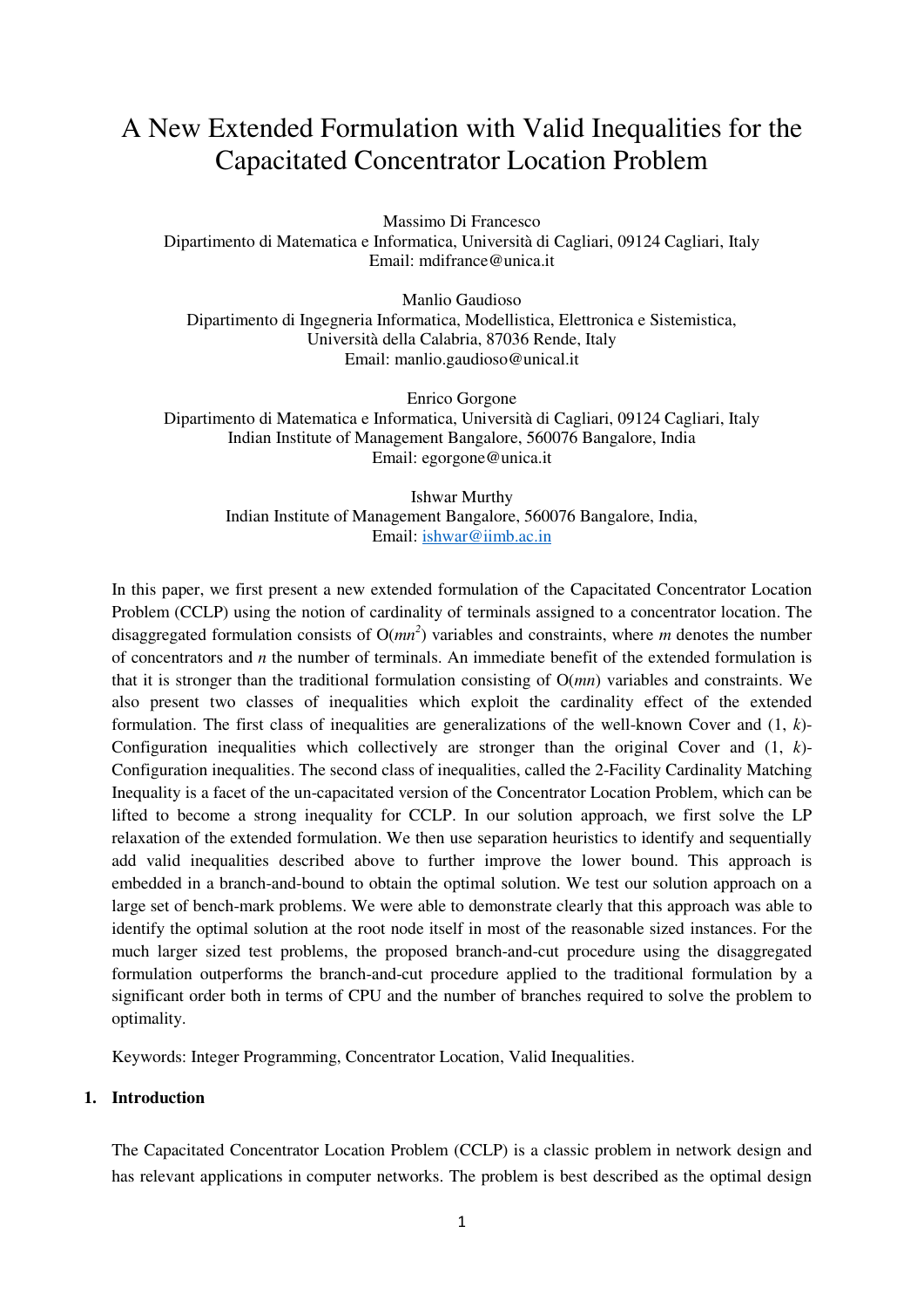# A New Extended Formulation with Valid Inequalities for the Capacitated Concentrator Location Problem

Massimo Di Francesco
Dipartimento di Matematica e Informatica, Università di Cagliari, 09124 Cagliari, Italy
Email: mdifrance@unica.it

Manlio Gaudioso
Dipartimento di Ingegneria Informatica, Modellistica, Elettronica e Sistemistica,
Università della Calabria, 87036 Rende, Italy
Email: manlio.gaudioso@unical.it

Enrico Gorgone
Dipartimento di Matematica e Informatica, Università di Cagliari, 09124 Cagliari, Italy
Indian Institute of Management Bangalore, 560076 Bangalore, India
Email: egorgone@unica.it

Ishwar Murthy
Indian Institute of Management Bangalore, 560076 Bangalore, India,
Email: ishwar@iimb.ac.in

In this paper, we first present a new extended formulation of the Capacitated Concentrator Location Problem (CCLP) using the notion of cardinality of terminals assigned to a concentrator location. The disaggregated formulation consists of $O(mn^2)$ variables and constraints, where $m$ denotes the number of concentrators and $n$ the number of terminals. An immediate benefit of the extended formulation is that it is stronger than the traditional formulation consisting of $O(mn)$ variables and constraints. We also present two classes of inequalities which exploit the cardinality effect of the extended formulation. The first class of inequalities are generalizations of the well-known Cover and (1, $k$)-Configuration inequalities which collectively are stronger than the original Cover and (1, $k$)-Configuration inequalities. The second class of inequalities, called the 2-Facility Cardinality Matching Inequality is a facet of the un-capacitated version of the Concentrator Location Problem, which can be lifted to become a strong inequality for CCLP. In our solution approach, we first solve the LP relaxation of the extended formulation. We then use separation heuristics to identify and sequentially add valid inequalities described above to further improve the lower bound. This approach is embedded in a branch-and-bound to obtain the optimal solution. We test our solution approach on a large set of bench-mark problems. We were able to demonstrate clearly that this approach was able to identify the optimal solution at the root node itself in most of the reasonable sized instances. For the much larger sized test problems, the proposed branch-and-cut procedure using the disaggregated formulation outperforms the branch-and-cut procedure applied to the traditional formulation by a significant order both in terms of CPU and the number of branches required to solve the problem to optimality.

Keywords: Integer Programming, Concentrator Location, Valid Inequalities.

## 1. Introduction

The Capacitated Concentrator Location Problem (CCLP) is a classic problem in network design and has relevant applications in computer networks. The problem is best described as the optimal design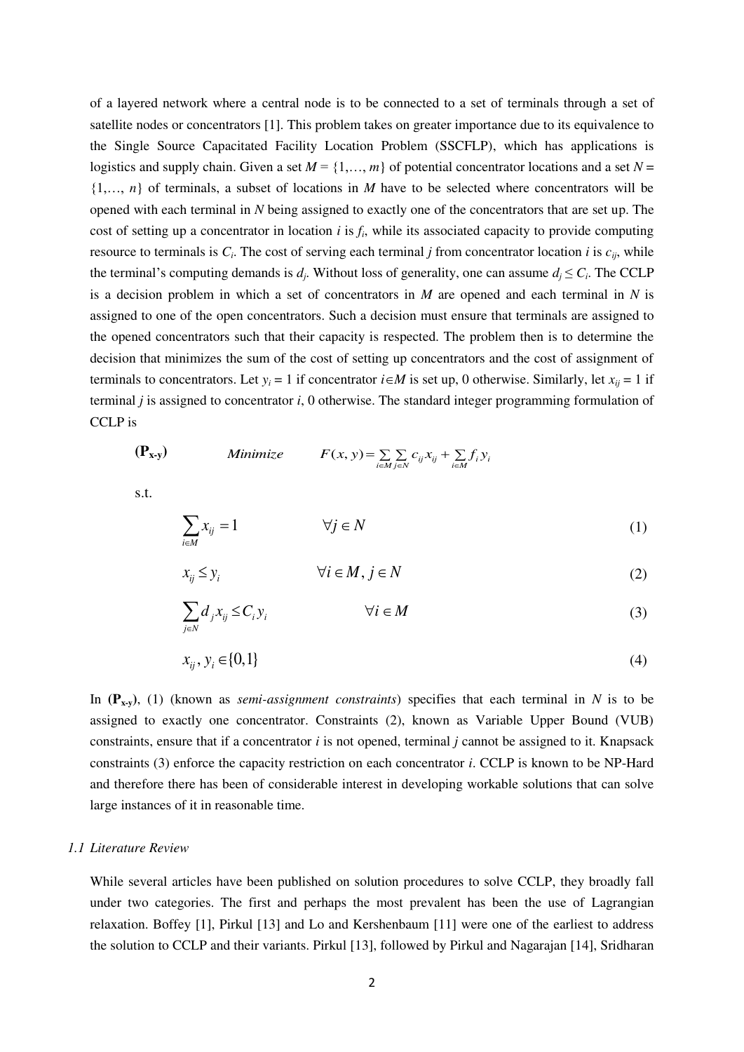of a layered network where a central node is to be connected to a set of terminals through a set of satellite nodes or concentrators [1]. This problem takes on greater importance due to its equivalence to the Single Source Capacitated Facility Location Problem (SSCFLP), which has applications is logistics and supply chain. Given a set $M = \{1,\ldots, m\}$ of potential concentrator locations and a set $N = \{1,\ldots, n\}$ of terminals, a subset of locations in $M$ have to be selected where concentrators will be opened with each terminal in $N$ being assigned to exactly one of the concentrators that are set up. The cost of setting up a concentrator in location $i$ is $f_i$, while its associated capacity to provide computing resource to terminals is $C_i$. The cost of serving each terminal $j$ from concentrator location $i$ is $c_{ij}$, while the terminal's computing demands is $d_j$. Without loss of generality, one can assume $d_j \leq C_i$. The CCLP is a decision problem in which a set of concentrators in $M$ are opened and each terminal in $N$ is assigned to one of the open concentrators. Such a decision must ensure that terminals are assigned to the opened concentrators such that their capacity is respected. The problem then is to determine the decision that minimizes the sum of the cost of setting up concentrators and the cost of assignment of terminals to concentrators. Let $y_i = 1$ if concentrator $i \in M$ is set up, 0 otherwise. Similarly, let $x_{ij} = 1$ if terminal $j$ is assigned to concentrator $i$, 0 otherwise. The standard integer programming formulation of CCLP is

$$(\mathbf{P_{x\text{-}y}}) \qquad Minimize \qquad F(x, y) = \sum_{i \in M} \sum_{j \in N} c_{ij} x_{ij} + \sum_{i \in M} f_i y_i$$

s.t.

$$\sum_{i \in M} x_{ij} = 1 \qquad \forall j \in N \tag{1}$$

$$x_{ij} \leq y_i \qquad \forall i \in M, j \in N \tag{2}$$

$$\sum_{j \in N} d_j x_{ij} \leq C_i y_i \qquad \forall i \in M \tag{3}$$

$$x_{ij}, y_i \in \{0,1\} \tag{4}$$

In $(\mathbf{P_{x\text{-}y}})$, (1) (known as *semi-assignment constraints*) specifies that each terminal in $N$ is to be assigned to exactly one concentrator. Constraints (2), known as Variable Upper Bound (VUB) constraints, ensure that if a concentrator $i$ is not opened, terminal $j$ cannot be assigned to it. Knapsack constraints (3) enforce the capacity restriction on each concentrator $i$. CCLP is known to be NP-Hard and therefore there has been of considerable interest in developing workable solutions that can solve large instances of it in reasonable time.

### *1.1 Literature Review*

While several articles have been published on solution procedures to solve CCLP, they broadly fall under two categories. The first and perhaps the most prevalent has been the use of Lagrangian relaxation. Boffey [1], Pirkul [13] and Lo and Kershenbaum [11] were one of the earliest to address the solution to CCLP and their variants. Pirkul [13], followed by Pirkul and Nagarajan [14], Sridharan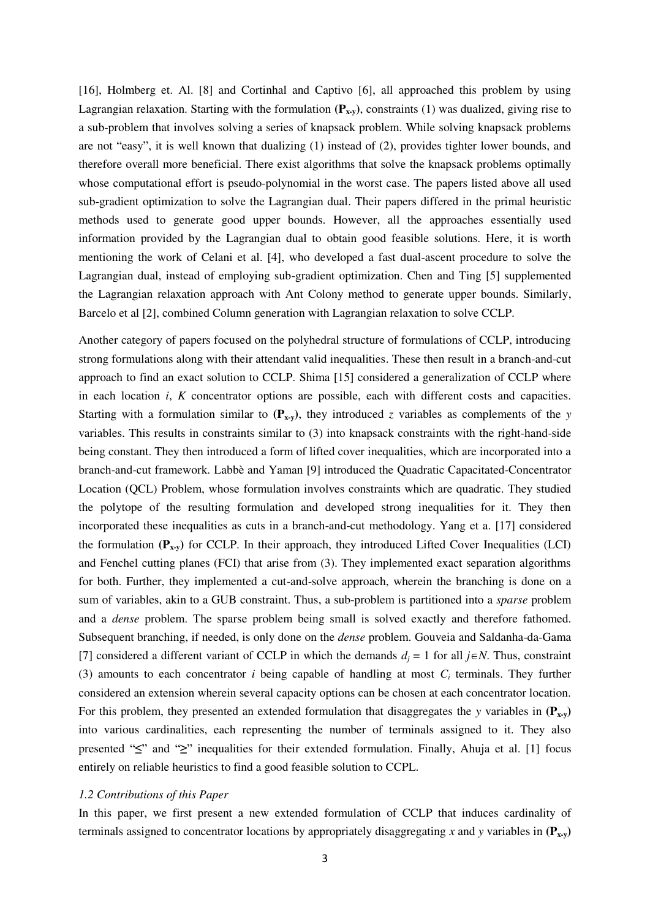[16], Holmberg et. Al. [8] and Cortinhal and Captivo [6], all approached this problem by using Lagrangian relaxation. Starting with the formulation **($\mathbf{P_{x\text{-}y}}$)**, constraints (1) was dualized, giving rise to a sub-problem that involves solving a series of knapsack problem. While solving knapsack problems are not "easy", it is well known that dualizing (1) instead of (2), provides tighter lower bounds, and therefore overall more beneficial. There exist algorithms that solve the knapsack problems optimally whose computational effort is pseudo-polynomial in the worst case. The papers listed above all used sub-gradient optimization to solve the Lagrangian dual. Their papers differed in the primal heuristic methods used to generate good upper bounds. However, all the approaches essentially used information provided by the Lagrangian dual to obtain good feasible solutions. Here, it is worth mentioning the work of Celani et al. [4], who developed a fast dual-ascent procedure to solve the Lagrangian dual, instead of employing sub-gradient optimization. Chen and Ting [5] supplemented the Lagrangian relaxation approach with Ant Colony method to generate upper bounds. Similarly, Barcelo et al [2], combined Column generation with Lagrangian relaxation to solve CCLP.

Another category of papers focused on the polyhedral structure of formulations of CCLP, introducing strong formulations along with their attendant valid inequalities. These then result in a branch-and-cut approach to find an exact solution to CCLP. Shima [15] considered a generalization of CCLP where in each location $i$, $K$ concentrator options are possible, each with different costs and capacities. Starting with a formulation similar to **($\mathbf{P_{x\text{-}y}}$)**, they introduced $z$ variables as complements of the $y$ variables. This results in constraints similar to (3) into knapsack constraints with the right-hand-side being constant. They then introduced a form of lifted cover inequalities, which are incorporated into a branch-and-cut framework. Labbè and Yaman [9] introduced the Quadratic Capacitated-Concentrator Location (QCL) Problem, whose formulation involves constraints which are quadratic. They studied the polytope of the resulting formulation and developed strong inequalities for it. They then incorporated these inequalities as cuts in a branch-and-cut methodology. Yang et a. [17] considered the formulation **($\mathbf{P_{x\text{-}y}}$)** for CCLP. In their approach, they introduced Lifted Cover Inequalities (LCI) and Fenchel cutting planes (FCI) that arise from (3). They implemented exact separation algorithms for both. Further, they implemented a cut-and-solve approach, wherein the branching is done on a sum of variables, akin to a GUB constraint. Thus, a sub-problem is partitioned into a *sparse* problem and a *dense* problem. The sparse problem being small is solved exactly and therefore fathomed. Subsequent branching, if needed, is only done on the *dense* problem. Gouveia and Saldanha-da-Gama [7] considered a different variant of CCLP in which the demands $d_j = 1$ for all $j \in N$. Thus, constraint (3) amounts to each concentrator $i$ being capable of handling at most $C_i$ terminals. They further considered an extension wherein several capacity options can be chosen at each concentrator location. For this problem, they presented an extended formulation that disaggregates the $y$ variables in **($\mathbf{P_{x\text{-}y}}$)** into various cardinalities, each representing the number of terminals assigned to it. They also presented "≤" and "≥" inequalities for their extended formulation. Finally, Ahuja et al. [1] focus entirely on reliable heuristics to find a good feasible solution to CCPL.

### *1.2 Contributions of this Paper*

In this paper, we first present a new extended formulation of CCLP that induces cardinality of terminals assigned to concentrator locations by appropriately disaggregating $x$ and $y$ variables in **($\mathbf{P_{x\text{-}y}}$)**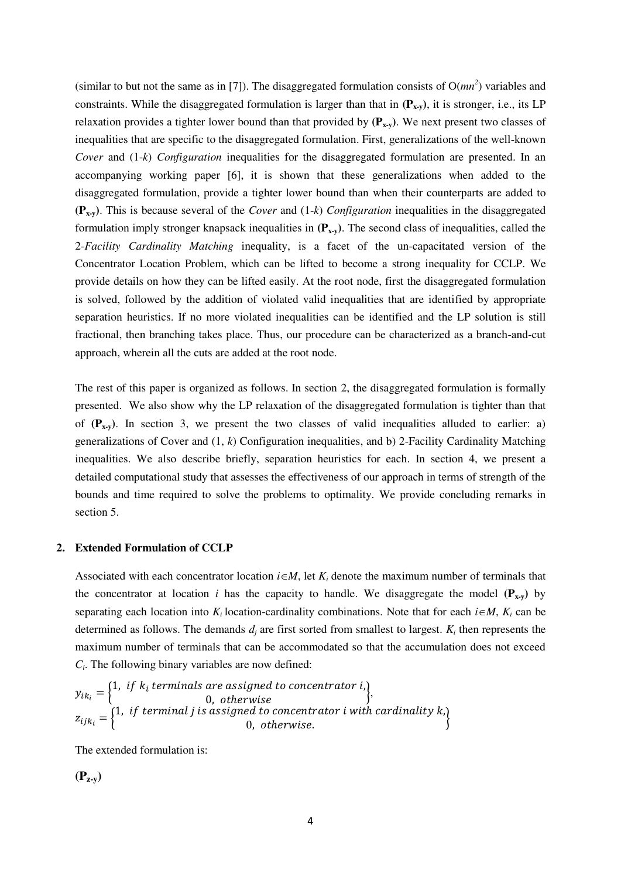(similar to but not the same as in [7]). The disaggregated formulation consists of $O(mn^2)$ variables and constraints. While the disaggregated formulation is larger than that in **($P_{x\text{-}y}$)**, it is stronger, i.e., its LP relaxation provides a tighter lower bound than that provided by **($P_{x\text{-}y}$)**. We next present two classes of inequalities that are specific to the disaggregated formulation. First, generalizations of the well-known *Cover* and (1-*k*) *Configuration* inequalities for the disaggregated formulation are presented. In an accompanying working paper [6], it is shown that these generalizations when added to the disaggregated formulation, provide a tighter lower bound than when their counterparts are added to **($P_{x\text{-}y}$)**. This is because several of the *Cover* and (1-*k*) *Configuration* inequalities in the disaggregated formulation imply stronger knapsack inequalities in **($P_{x\text{-}y}$)**. The second class of inequalities, called the 2-*Facility Cardinality Matching* inequality, is a facet of the un-capacitated version of the Concentrator Location Problem, which can be lifted to become a strong inequality for CCLP. We provide details on how they can be lifted easily. At the root node, first the disaggregated formulation is solved, followed by the addition of violated valid inequalities that are identified by appropriate separation heuristics. If no more violated inequalities can be identified and the LP solution is still fractional, then branching takes place. Thus, our procedure can be characterized as a branch-and-cut approach, wherein all the cuts are added at the root node.

The rest of this paper is organized as follows. In section 2, the disaggregated formulation is formally presented. We also show why the LP relaxation of the disaggregated formulation is tighter than that of **($P_{x\text{-}y}$)**. In section 3, we present the two classes of valid inequalities alluded to earlier: a) generalizations of Cover and (1, *k*) Configuration inequalities, and b) 2-Facility Cardinality Matching inequalities. We also describe briefly, separation heuristics for each. In section 4, we present a detailed computational study that assesses the effectiveness of our approach in terms of strength of the bounds and time required to solve the problems to optimality. We provide concluding remarks in section 5.

## 2. Extended Formulation of CCLP

Associated with each concentrator location $i \in M$, let $K_i$ denote the maximum number of terminals that the concentrator at location $i$ has the capacity to handle. We disaggregate the model **($P_{x\text{-}y}$)** by separating each location into $K_i$ location-cardinality combinations. Note that for each $i \in M$, $K_i$ can be determined as follows. The demands $d_j$ are first sorted from smallest to largest. $K_i$ then represents the maximum number of terminals that can be accommodated so that the accumulation does not exceed $C_i$. The following binary variables are now defined:

$$y_{ik_i} = \begin{Bmatrix} 1, \ if\ k_i\ terminals\ are\ assigned\ to\ concentrator\ i, \\ 0,\ otherwise \end{Bmatrix},$$

$$z_{ijk_i} = \begin{Bmatrix} 1,\ if\ terminal\ j\ is\ assigned\ to\ concentrator\ i\ with\ cardinality\ k, \\ 0,\ otherwise. \end{Bmatrix}$$

The extended formulation is:

**($P_{z\text{-}y}$)**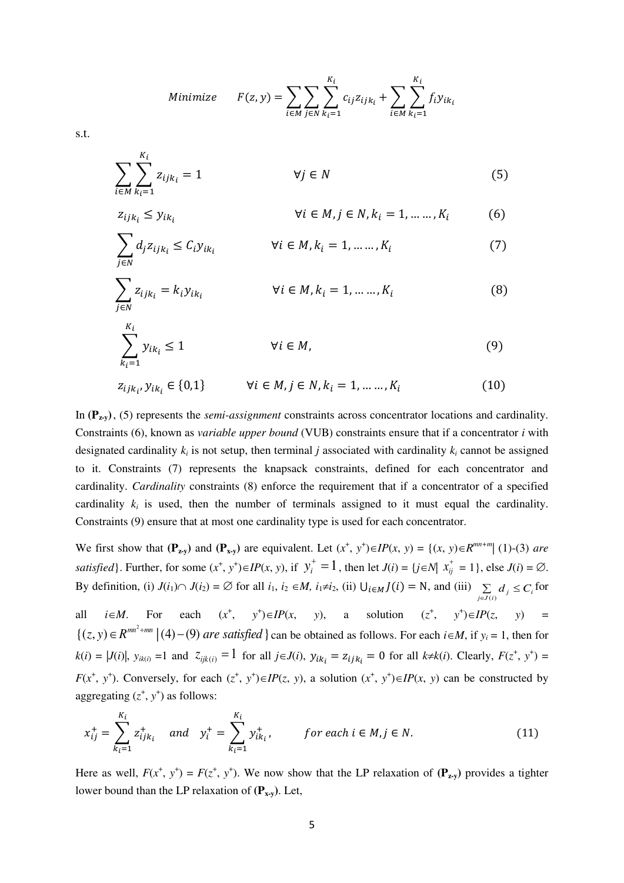$$Minimize \qquad F(z, y) = \sum_{i \in M} \sum_{j \in N} \sum_{k_i=1}^{K_i} c_{ij} z_{ijk_i} + \sum_{i \in M} \sum_{k_i=1}^{K_i} f_i y_{ik_i}$$

s.t.

$$\sum_{i \in M} \sum_{k_i=1}^{K_i} z_{ijk_i} = 1 \qquad \forall j \in N \tag{5}$$

$$z_{ijk_i} \leq y_{ik_i} \qquad \forall i \in M, j \in N, k_i = 1, \ldots\ldots, K_i \tag{6}$$

$$\sum_{j \in N} d_j z_{ijk_i} \leq C_i y_{ik_i} \qquad \forall i \in M, k_i = 1, \ldots\ldots, K_i \tag{7}$$

$$\sum_{j \in N} z_{ijk_i} = k_i y_{ik_i} \qquad \forall i \in M, k_i = 1, \ldots\ldots, K_i \tag{8}$$

$$\sum_{k_i=1}^{K_i} y_{ik_i} \leq 1 \qquad \forall i \in M, \tag{9}$$

$$z_{ijk_i}, y_{ik_i} \in \{0,1\} \qquad \forall i \in M, j \in N, k_i = 1, \ldots\ldots, K_i \tag{10}$$

In $\mathbf{(P_{z\text{-}y})}$, (5) represents the *semi-assignment* constraints across concentrator locations and cardinality. Constraints (6), known as *variable upper bound* (VUB) constraints ensure that if a concentrator $i$ with designated cardinality $k_i$ is not setup, then terminal $j$ associated with cardinality $k_i$ cannot be assigned to it. Constraints (7) represents the knapsack constraints, defined for each concentrator and cardinality. *Cardinality* constraints (8) enforce the requirement that if a concentrator of a specified cardinality $k_i$ is used, then the number of terminals assigned to it must equal the cardinality. Constraints (9) ensure that at most one cardinality type is used for each concentrator.

We first show that $\mathbf{(P_{z\text{-}y})}$ and $\mathbf{(P_{x\text{-}y})}$ are equivalent. Let $(x^+, y^+) \in IP(x, y) = \{(x, y) \in R^{mn+m} |\ (1)\text{-}(3)\ \textit{are satisfied}\}$. Further, for some $(x^+, y^+) \in IP(x, y)$, if $y_i^+ = 1$, then let $J(i) = \{j \in N |\ x_{ij}^+ = 1\}$, else $J(i) = \varnothing$. By definition, (i) $J(i_1) \cap J(i_2) = \varnothing$ for all $i_1, i_2 \in M$, $i_1 \neq i_2$, (ii) $\bigcup_{i \in M} J(i) = \mathrm{N}$, and (iii) $\sum_{j \in J(i)} d_j \leq C_i$ for all $i \in M$. For each $(x^+, y^+) \in IP(x, y)$, a solution $(z^+, y^+) \in IP(z, y) = \{(z, y) \in R^{mn^2+mn} |\ (4)-(9)\ \textit{are satisfied}\}$ can be obtained as follows. For each $i \in M$, if $y_i = 1$, then for $k(i) = |J(i)|$, $y_{ik(i)} = 1$ and $z_{ijk(i)} = 1$ for all $j \in J(i)$, $y_{ik_i} = z_{ijk_i} = 0$ for all $k \neq k(i)$. Clearly, $F(z^+, y^+) = F(x^+, y^+)$. Conversely, for each $(z^+, y^+) \in IP(z, y)$, a solution $(x^+, y^+) \in IP(x, y)$ can be constructed by aggregating $(z^+, y^+)$ as follows:

$$x_{ij}^+ = \sum_{k_i=1}^{K_i} z_{ijk_i}^+ \quad and \quad y_i^+ = \sum_{k_i=1}^{K_i} y_{ik_i}^+, \qquad for\ each\ i \in M, j \in N. \tag{11}$$

Here as well, $F(x^+, y^+) = F(z^+, y^+)$. We now show that the LP relaxation of $\mathbf{(P_{z\text{-}y})}$ provides a tighter lower bound than the LP relaxation of $\mathbf{(P_{x\text{-}y})}$. Let,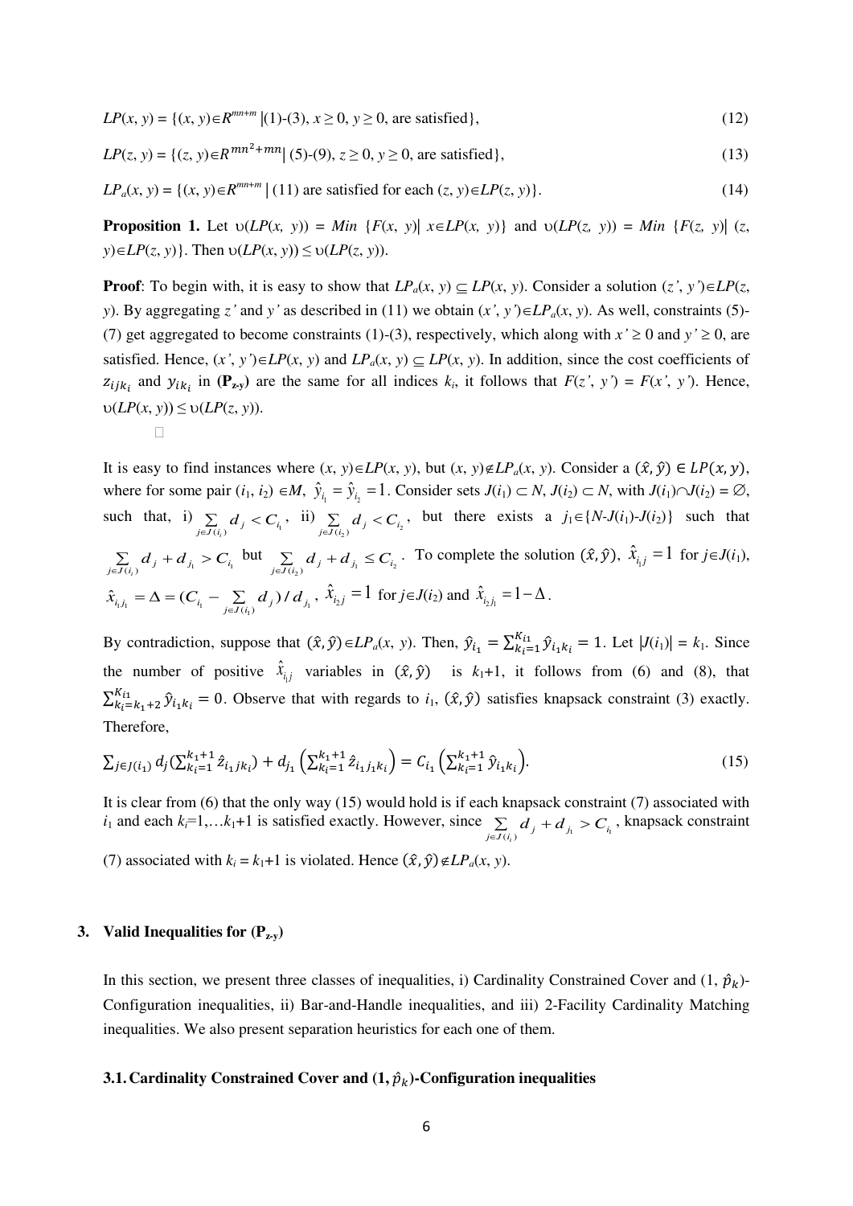$$LP(x, y) = \{(x, y) \in R^{mn+m} \mid (1)\text{-}(3),\ x \geq 0,\ y \geq 0, \text{ are satisfied}\}, \tag{12}$$

$$LP(z, y) = \{(z, y) \in R^{mn^2+mn} \mid (5)\text{-}(9),\ z \geq 0,\ y \geq 0, \text{ are satisfied}\}, \tag{13}$$

$$LP_a(x, y) = \{(x, y) \in R^{mn+m} \mid (11) \text{ are satisfied for each } (z, y) \in LP(z, y)\}. \tag{14}$$

**Proposition 1.** Let $\upsilon(LP(x, y)) = Min\ \{F(x, y) \mid x \in LP(x, y)\}$ and $\upsilon(LP(z, y)) = Min\ \{F(z, y) \mid (z, y) \in LP(z, y)\}$. Then $\upsilon(LP(x, y)) \leq \upsilon(LP(z, y))$.

**Proof**: To begin with, it is easy to show that $LP_a(x, y) \subseteq LP(x, y)$. Consider a solution $(z', y') \in LP(z, y)$. By aggregating $z'$ and $y'$ as described in (11) we obtain $(x', y') \in LP_a(x, y)$. As well, constraints (5)-(7) get aggregated to become constraints (1)-(3), respectively, which along with $x' \geq 0$ and $y' \geq 0$, are satisfied. Hence, $(x', y') \in LP(x, y)$ and $LP_a(x, y) \subseteq LP(x, y)$. In addition, since the cost coefficients of $z_{ijk_i}$ and $y_{ik_i}$ in **(P$_{z\text{-}y}$)** are the same for all indices $k_i$, it follows that $F(z', y') = F(x', y')$. Hence, $\upsilon(LP(x, y)) \leq \upsilon(LP(z, y))$.

□

It is easy to find instances where $(x, y) \in LP(x, y)$, but $(x, y) \notin LP_a(x, y)$. Consider a $(\hat{x}, \hat{y}) \in LP(x, y)$, where for some pair $(i_1, i_2) \in M$, $\hat{y}_{i_1} = \hat{y}_{i_2} = 1$. Consider sets $J(i_1) \subset N$, $J(i_2) \subset N$, with $J(i_1) \cap J(i_2) = \emptyset$, such that, i) $\sum_{j \in J(i_1)} d_j < C_{i_1}$, ii) $\sum_{j \in J(i_2)} d_j < C_{i_2}$, but there exists a $j_1 \in \{N\text{-}J(i_1)\text{-}J(i_2)\}$ such that $\sum_{j \in J(i_1)} d_j + d_{j_1} > C_{i_1}$ but $\sum_{j \in J(i_2)} d_j + d_{j_1} \leq C_{i_2}$. To complete the solution $(\hat{x}, \hat{y})$, $\hat{x}_{i_1 j} = 1$ for $j \in J(i_1)$, $\hat{x}_{i_1 j_1} = \Delta = (C_{i_1} - \sum_{j \in J(i_1)} d_j) / d_{j_1}$, $\hat{x}_{i_2 j} = 1$ for $j \in J(i_2)$ and $\hat{x}_{i_2 j_1} = 1 - \Delta$.

By contradiction, suppose that $(\hat{x}, \hat{y}) \in LP_a(x, y)$. Then, $\hat{y}_{i_1} = \sum_{k_i=1}^{K_{i1}} \hat{y}_{i_1 k_i} = 1$. Let $|J(i_1)| = k_1$. Since the number of positive $\hat{x}_{i_1 j}$ variables in $(\hat{x}, \hat{y})$ is $k_1+1$, it follows from (6) and (8), that $\sum_{k_i=k_1+2}^{K_{i1}} \hat{y}_{i_1 k_i} = 0$. Observe that with regards to $i_1$, $(\hat{x}, \hat{y})$ satisfies knapsack constraint (3) exactly. Therefore,

$$\sum_{j \in J(i_1)} d_j \left(\sum_{k_i=1}^{k_1+1} \hat{z}_{i_1 j k_i}\right) + d_{j_1} \left(\sum_{k_i=1}^{k_1+1} \hat{z}_{i_1 j_1 k_i}\right) = C_{i_1} \left(\sum_{k_i=1}^{k_1+1} \hat{y}_{i_1 k_i}\right). \tag{15}$$

It is clear from (6) that the only way (15) would hold is if each knapsack constraint (7) associated with $i_1$ and each $k_i$=1,…$k_1$+1 is satisfied exactly. However, since $\sum_{j \in J(i_1)} d_j + d_{j_1} > C_{i_1}$, knapsack constraint (7) associated with $k_i = k_1+1$ is violated. Hence $(\hat{x}, \hat{y}) \notin LP_a(x, y)$.

## 3. Valid Inequalities for (P$_{z\text{-}y}$)

In this section, we present three classes of inequalities, i) Cardinality Constrained Cover and $(1, \hat{p}_k)$-Configuration inequalities, ii) Bar-and-Handle inequalities, and iii) 2-Facility Cardinality Matching inequalities. We also present separation heuristics for each one of them.

### 3.1. Cardinality Constrained Cover and $(1, \hat{p}_k)$-Configuration inequalities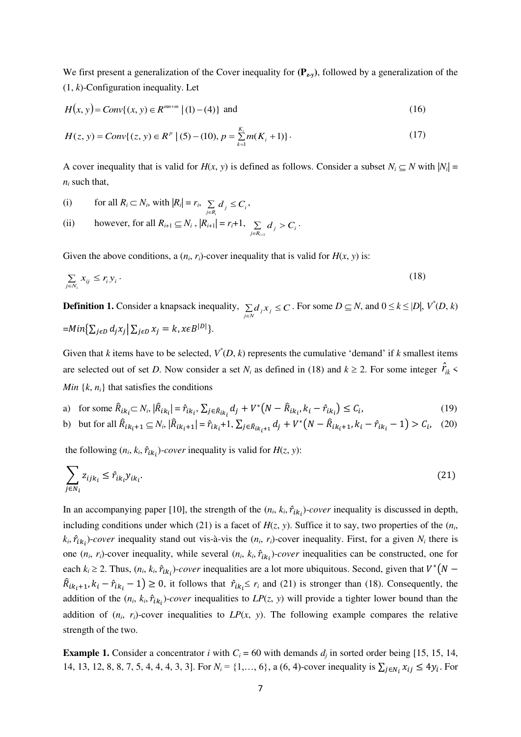We first present a generalization of the Cover inequality for (**P<sub>z-y</sub>**), followed by a generalization of the (1, *k*)-Configuration inequality. Let

$$H(x, y) = Conv\{(x, y) \in R^{mn+m} \mid (1)-(4)\} \text{ and} \tag{16}$$

$$H(z, y) = Conv\{(z, y) \in R^{p} \mid (5)-(10), p = \sum_{k=1}^{K_i} m(K_i+1)\}. \tag{17}$$

A cover inequality that is valid for $H(x, y)$ is defined as follows. Consider a subset $N_i \subseteq N$ with $|N_i| = n_i$ such that,

(i) for all $R_i \subset N_i$, with $|R_i| = r_i$, $\sum_{j \in R_i} d_j \leq C_i$,

(ii) however, for all $R_{i+1} \subseteq N_i$, $|R_{i+1}| = r_i+1$, $\sum_{j \in R_{i+1}} d_j > C_i$.

Given the above conditions, a $(n_i, r_i)$-cover inequality that is valid for $H(x, y)$ is:

$$\sum_{j \in N_i} x_{ij} \leq r_i y_i. \tag{18}$$

**Definition 1.** Consider a knapsack inequality, $\sum_{j \in N} d_j x_j \leq C$. For some $D \subseteq N$, and $0 \leq k \leq |D|$, $V^*(D, k) = Min\{\sum_{j \in D} d_j x_j \mid \sum_{j \in D} x_j = k, x \in B^{|D|}\}$.

Given that *k* items have to be selected, $V^*(D, k)$ represents the cumulative 'demand' if *k* smallest items are selected out of set *D*. Now consider a set $N_i$ as defined in (18) and $k \geq 2$. For some integer $\hat{r}_{ik} < Min\{k, n_i\}$ that satisfies the conditions

a) for some $\hat{R}_{ik_i} \subset N_i$, $|\hat{R}_{ik_i}| = \hat{r}_{ik_i}$, $\sum_{j \in \hat{R}_{ik_i}} d_j + V^*(N - \hat{R}_{ik_i}, k_i - \hat{r}_{ik_i}) \leq C_i$, (19)

b) but for all $\hat{R}_{ik_i+1} \subseteq N_i$, $|\hat{R}_{ik_i+1}| = \hat{r}_{ik_i}+1$, $\sum_{j \in \hat{R}_{ik_i+1}} d_j + V^*(N - \hat{R}_{ik_i+1}, k_i - \hat{r}_{ik_i} - 1) > C_i$, (20)

the following $(n_i, k_i, \hat{r}_{ik_i})$-*cover* inequality is valid for $H(z, y)$:

$$\sum_{j \in N_i} z_{ijk_i} \leq \hat{r}_{ik_i} y_{ik_i}. \tag{21}$$

In an accompanying paper [10], the strength of the $(n_i, k_i, \hat{r}_{ik_i})$-*cover* inequality is discussed in depth, including conditions under which (21) is a facet of $H(z, y)$. Suffice it to say, two properties of the $(n_i, k_i, \hat{r}_{ik_i})$-*cover* inequality stand out vis-à-vis the $(n_i, r_i)$-cover inequality. First, for a given $N_i$ there is one $(n_i, r_i)$-cover inequality, while several $(n_i, k_i, \hat{r}_{ik_i})$-*cover* inequalities can be constructed, one for each $k_i \geq 2$. Thus, $(n_i, k_i, \hat{r}_{ik_i})$-*cover* inequalities are a lot more ubiquitous. Second, given that $V^*(N - \hat{R}_{ik_i+1}, k_i - \hat{r}_{ik_i} - 1) \geq 0$, it follows that $\hat{r}_{ik_i} \leq r_i$ and (21) is stronger than (18). Consequently, the addition of the $(n_i, k_i, \hat{r}_{ik_i})$-*cover* inequalities to $LP(z, y)$ will provide a tighter lower bound than the addition of $(n_i, r_i)$-cover inequalities to $LP(x, y)$. The following example compares the relative strength of the two.

**Example 1.** Consider a concentrator *i* with $C_i = 60$ with demands $d_j$ in sorted order being [15, 15, 14, 14, 13, 12, 8, 8, 7, 5, 4, 4, 4, 3, 3]. For $N_i = \{1,\ldots, 6\}$, a (6, 4)-cover inequality is $\sum_{j \in N_i} x_{ij} \leq 4y_i$. For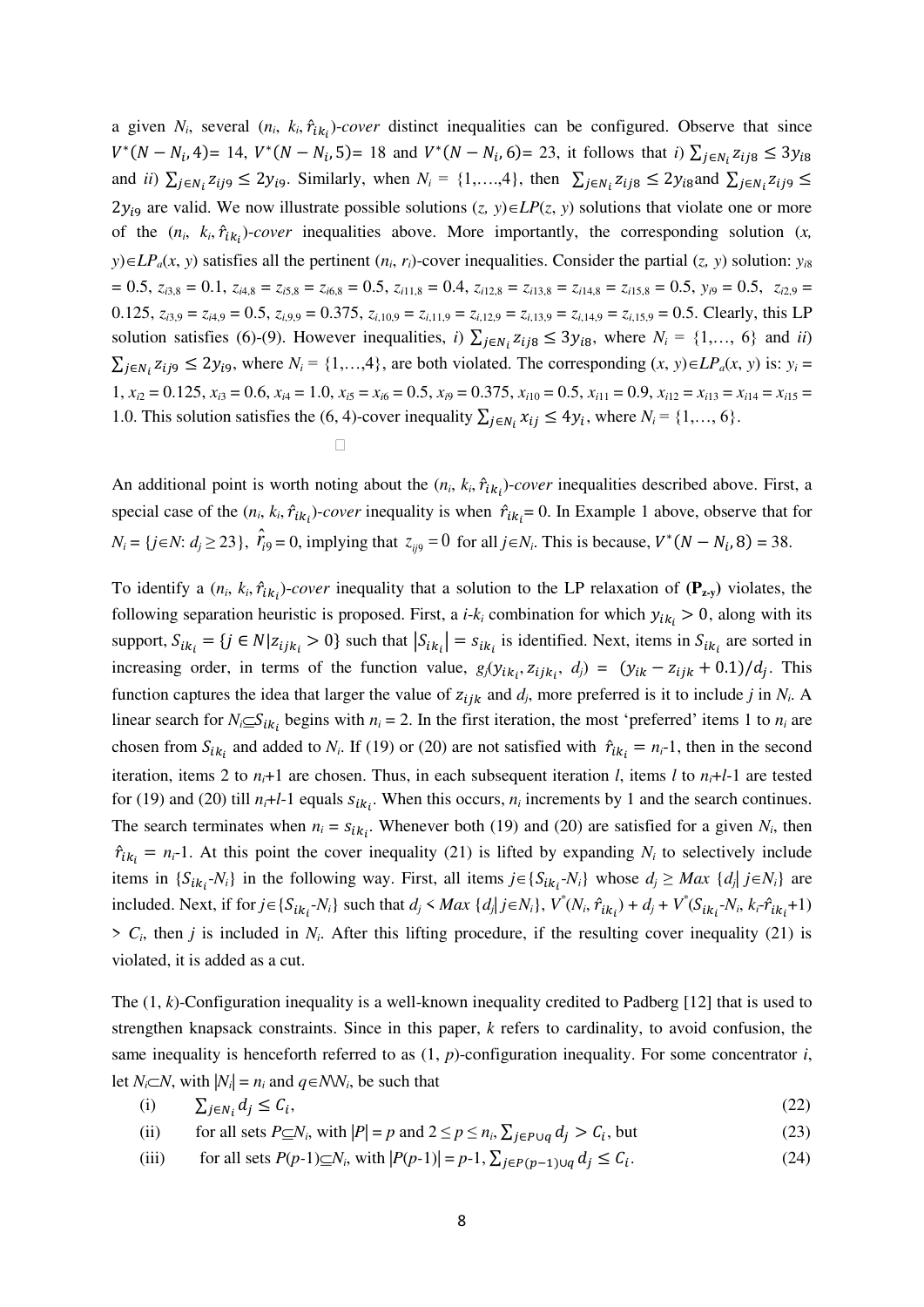a given $N_i$, several ($n_i$, $k_i$, $\hat{r}_{ik_i}$)-*cover* distinct inequalities can be configured. Observe that since $V^*(N - N_i, 4)$= 14, $V^*(N - N_i, 5)$= 18 and $V^*(N - N_i, 6)$= 23, it follows that *i*) $\sum_{j\in N_i} z_{ij8} \leq 3y_{i8}$ and *ii*) $\sum_{j\in N_i} z_{ij9} \leq 2y_{i9}$. Similarly, when $N_i$ = {1,….,4}, then $\sum_{j\in N_i} z_{ij8} \leq 2y_{i8}$ and $\sum_{j\in N_i} z_{ij9} \leq 2y_{i9}$ are valid. We now illustrate possible solutions ($z$, $y$)∈$LP$($z$, $y$) solutions that violate one or more of the ($n_i$, $k_i$, $\hat{r}_{ik_i}$)-*cover* inequalities above. More importantly, the corresponding solution ($x$, $y$)∈$LP_a$($x$, $y$) satisfies all the pertinent ($n_i$, $r_i$)-cover inequalities. Consider the partial ($z$, $y$) solution: $y_{i8}$ = 0.5, $z_{i3,8}$ = 0.1, $z_{i4,8} = z_{i5,8} = z_{i6,8}$ = 0.5, $z_{i11,8}$ = 0.4, $z_{i12,8} = z_{i13,8} = z_{i14,8} = z_{i15,8}$ = 0.5, $y_{i9}$ = 0.5, $z_{i2,9}$ = 0.125, $z_{i3,9} = z_{i4,9}$ = 0.5, $z_{i,9,9}$ = 0.375, $z_{i,10,9} = z_{i,11,9} = z_{i,12,9} = z_{i,13,9} = z_{i,14,9} = z_{i,15,9}$ = 0.5. Clearly, this LP solution satisfies (6)-(9). However inequalities, *i*) $\sum_{j\in N_i} z_{ij8} \leq 3y_{i8}$, where $N_i$ = {1,…, 6} and *ii*) $\sum_{j\in N_i} z_{ij9} \leq 2y_{i9}$, where $N_i$ = {1,…,4}, are both violated. The corresponding ($x$, $y$)∈$LP_a$($x$, $y$) is: $y_i$ = 1, $x_{i2}$ = 0.125, $x_{i3}$ = 0.6, $x_{i4}$ = 1.0, $x_{i5} = x_{i6}$ = 0.5, $x_{i9}$ = 0.375, $x_{i10}$ = 0.5, $x_{i11}$ = 0.9, $x_{i12} = x_{i13} = x_{i14} = x_{i15}$ = 1.0. This solution satisfies the (6, 4)-cover inequality $\sum_{j\in N_i} x_{ij} \leq 4y_i$, where $N_i$ = {1,…, 6}.

□

An additional point is worth noting about the ($n_i$, $k_i$, $\hat{r}_{ik_i}$)-*cover* inequalities described above. First, a special case of the ($n_i$, $k_i$, $\hat{r}_{ik_i}$)-*cover* inequality is when $\hat{r}_{ik_i}$= 0. In Example 1 above, observe that for $N_i$ = {$j$∈$N$: $d_j \geq 23$}, $\hat{r}_{i9}$ = 0, implying that $z_{ij9} = 0$ for all $j$∈$N_i$. This is because, $V^*(N - N_i, 8)$ = 38.

To identify a ($n_i$, $k_i$, $\hat{r}_{ik_i}$)-*cover* inequality that a solution to the LP relaxation of (**P$_{z\text{-}y}$**) violates, the following separation heuristic is proposed. First, a *i*-$k_i$ combination for which $y_{ik_i} > 0$, along with its support, $S_{ik_i} = \{j \in N | z_{ijk_i} > 0\}$ such that $|S_{ik_i}| = s_{ik_i}$ is identified. Next, items in $S_{ik_i}$ are sorted in increasing order, in terms of the function value, $g_j(y_{ik_i}, z_{ijk_i}, d_j)$ = $(y_{ik} - z_{ijk} + 0.1)/d_j$. This function captures the idea that larger the value of $z_{ijk}$ and $d_j$, more preferred is it to include $j$ in $N_i$. A linear search for $N_i \subseteq S_{ik_i}$ begins with $n_i$ = 2. In the first iteration, the most 'preferred' items 1 to $n_i$ are chosen from $S_{ik_i}$ and added to $N_i$. If (19) or (20) are not satisfied with $\hat{r}_{ik_i} = n_i$-1, then in the second iteration, items 2 to $n_i$+1 are chosen. Thus, in each subsequent iteration $l$, items $l$ to $n_i$+$l$-1 are tested for (19) and (20) till $n_i$+$l$-1 equals $s_{ik_i}$. When this occurs, $n_i$ increments by 1 and the search continues. The search terminates when $n_i = s_{ik_i}$. Whenever both (19) and (20) are satisfied for a given $N_i$, then $\hat{r}_{ik_i} = n_i$-1. At this point the cover inequality (21) is lifted by expanding $N_i$ to selectively include items in {$S_{ik_i}$-$N_i$} in the following way. First, all items $j$∈{$S_{ik_i}$-$N_i$} whose $d_j \geq Max$ {$d_j$| $j$∈$N_i$} are included. Next, if for $j$∈{$S_{ik_i}$-$N_i$} such that $d_j < Max$ {$d_j$| $j$∈$N_i$}, $V^*(N_i, \hat{r}_{ik_i}) + d_j + V^*(S_{ik_i}\text{-}N_i, k_i\text{-}\hat{r}_{ik_i}\text{+}1)$ > $C_i$, then $j$ is included in $N_i$. After this lifting procedure, if the resulting cover inequality (21) is violated, it is added as a cut.

The (1, $k$)-Configuration inequality is a well-known inequality credited to Padberg [12] that is used to strengthen knapsack constraints. Since in this paper, $k$ refers to cardinality, to avoid confusion, the same inequality is henceforth referred to as (1, $p$)-configuration inequality. For some concentrator $i$, let $N_i$⊂$N$, with |$N_i$| = $n_i$ and $q$∈$N$\$N_i$, be such that

(i) $\sum_{j\in N_i} d_j \leq C_i$, (22)

(ii) for all sets $P \subseteq N_i$, with |$P$| = $p$ and $2 \leq p \leq n_i$, $\sum_{j\in P\cup q} d_j > C_i$, but (23)

(iii) for all sets $P(p\text{-}1) \subseteq N_i$, with |$P(p\text{-}1)$| = $p$-1, $\sum_{j\in P(p-1)\cup q} d_j \leq C_i$. (24)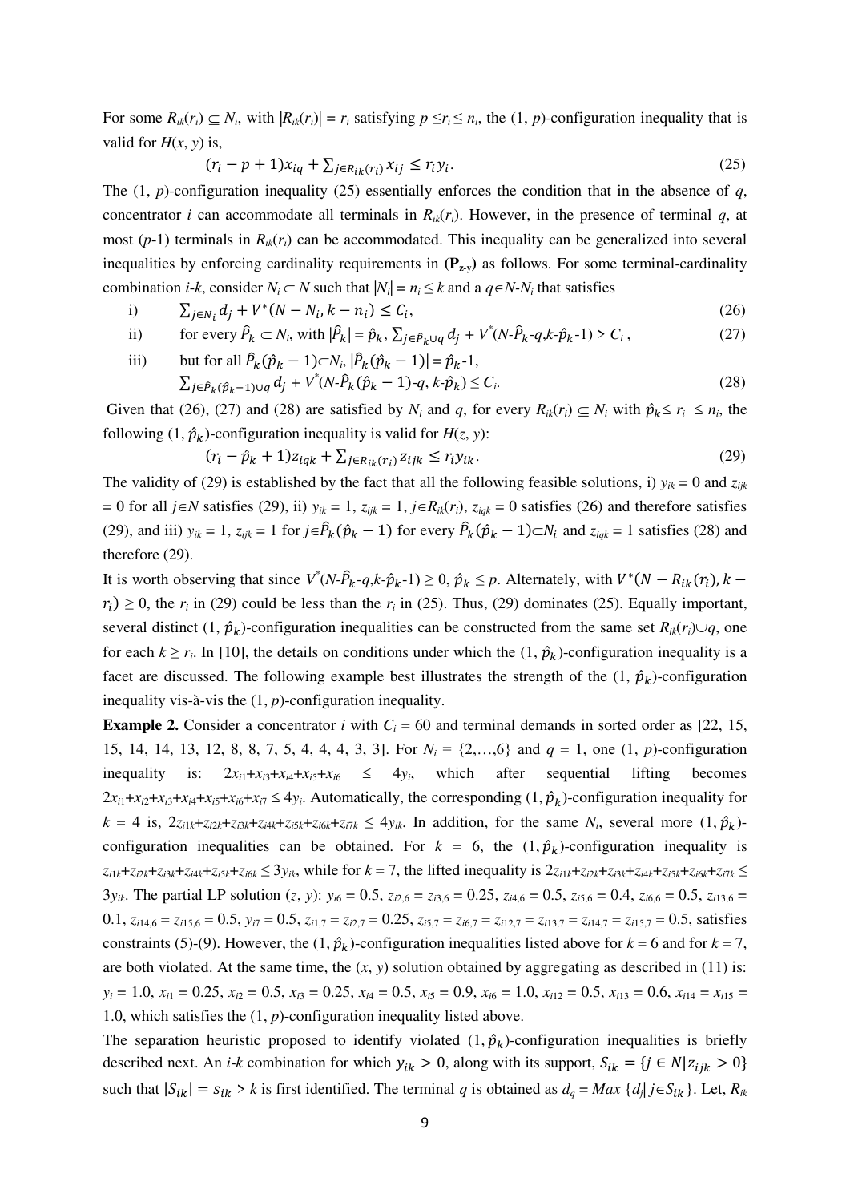For some $R_{ik}(r_i) \subseteq N_i$, with $|R_{ik}(r_i)| = r_i$ satisfying $p \leq r_i \leq n_i$, the (1, $p$)-configuration inequality that is valid for $H(x, y)$ is,

$$(r_i - p + 1)x_{iq} + \sum_{j \in R_{ik}(r_i)} x_{ij} \leq r_i y_i. \tag{25}$$

The (1, $p$)-configuration inequality (25) essentially enforces the condition that in the absence of $q$, concentrator $i$ can accommodate all terminals in $R_{ik}(r_i)$. However, in the presence of terminal $q$, at most ($p$-1) terminals in $R_{ik}(r_i)$ can be accommodated. This inequality can be generalized into several inequalities by enforcing cardinality requirements in **(P$_{z\text{-}y}$)** as follows. For some terminal-cardinality combination $i$-$k$, consider $N_i \subset N$ such that $|N_i| = n_i \leq k$ and a $q \in N$-$N_i$ that satisfies

i) $\sum_{j \in N_i} d_j + V^*(N - N_i, k - n_i) \leq C_i,$ (26)

ii) for every $\hat{P}_k \subset N_i$, with $|\hat{P}_k| = \hat{p}_k$, $\sum_{j \in \hat{P}_k \cup q} d_j + V^*(N\text{-}\hat{P}_k\text{-}q, k\text{-}\hat{p}_k\text{-}1) > C_i$, (27)

iii) but for all $\hat{P}_k(\hat{p}_k - 1) \subset N_i$, $|\hat{P}_k(\hat{p}_k - 1)| = \hat{p}_k\text{-}1$,
$\sum_{j \in \hat{P}_k(\hat{p}_k - 1) \cup q} d_j + V^*(N\text{-}\hat{P}_k(\hat{p}_k - 1)\text{-}q, k\text{-}\hat{p}_k) \leq C_i$. (28)

Given that (26), (27) and (28) are satisfied by $N_i$ and $q$, for every $R_{ik}(r_i) \subseteq N_i$ with $\hat{p}_k \leq r_i \leq n_i$, the following (1, $\hat{p}_k$)-configuration inequality is valid for $H(z, y)$:

$$(r_i - \hat{p}_k + 1)z_{iqk} + \sum_{j \in R_{ik}(r_i)} z_{ijk} \leq r_i y_{ik}. \tag{29}$$

The validity of (29) is established by the fact that all the following feasible solutions, i) $y_{ik} = 0$ and $z_{ijk} = 0$ for all $j \in N$ satisfies (29), ii) $y_{ik} = 1$, $z_{ijk} = 1$, $j \in R_{ik}(r_i)$, $z_{iqk} = 0$ satisfies (26) and therefore satisfies (29), and iii) $y_{ik} = 1$, $z_{ijk} = 1$ for $j \in \hat{P}_k(\hat{p}_k - 1)$ for every $\hat{P}_k(\hat{p}_k - 1) \subset N_i$ and $z_{iqk} = 1$ satisfies (28) and therefore (29).

It is worth observing that since $V^*(N\text{-}\hat{P}_k\text{-}q, k\text{-}\hat{p}_k\text{-}1) \geq 0$, $\hat{p}_k \leq p$. Alternately, with $V^*(N - R_{ik}(r_i), k - r_i) \geq 0$, the $r_i$ in (29) could be less than the $r_i$ in (25). Thus, (29) dominates (25). Equally important, several distinct (1, $\hat{p}_k$)-configuration inequalities can be constructed from the same set $R_{ik}(r_i) \cup q$, one for each $k \geq r_i$. In [10], the details on conditions under which the (1, $\hat{p}_k$)-configuration inequality is a facet are discussed. The following example best illustrates the strength of the (1, $\hat{p}_k$)-configuration inequality vis-à-vis the (1, $p$)-configuration inequality.

**Example 2.** Consider a concentrator $i$ with $C_i = 60$ and terminal demands in sorted order as [22, 15, 15, 14, 14, 13, 12, 8, 8, 7, 5, 4, 4, 4, 3, 3]. For $N_i = \{2,\ldots,6\}$ and $q = 1$, one (1, $p$)-configuration inequality is: $2x_{i1}+x_{i3}+x_{i4}+x_{i5}+x_{i6} \leq 4y_i$, which after sequential lifting becomes $2x_{i1}+x_{i2}+x_{i3}+x_{i4}+x_{i5}+x_{i6}+x_{i7} \leq 4y_i$. Automatically, the corresponding (1, $\hat{p}_k$)-configuration inequality for $k = 4$ is, $2z_{i1k}+z_{i2k}+z_{i3k}+z_{i4k}+z_{i5k}+z_{i6k}+z_{i7k} \leq 4y_{ik}$. In addition, for the same $N_i$, several more (1, $\hat{p}_k$)-configuration inequalities can be obtained. For $k = 6$, the (1, $\hat{p}_k$)-configuration inequality is $z_{i1k}+z_{i2k}+z_{i3k}+z_{i4k}+z_{i5k}+z_{i6k} \leq 3y_{ik}$, while for $k = 7$, the lifted inequality is $2z_{i1k}+z_{i2k}+z_{i3k}+z_{i4k}+z_{i5k}+z_{i6k}+z_{i7k} \leq 3y_{ik}$. The partial LP solution $(z, y)$: $y_{i6} = 0.5$, $z_{i2,6} = z_{i3,6} = 0.25$, $z_{i4,6} = 0.5$, $z_{i5,6} = 0.4$, $z_{i6,6} = 0.5$, $z_{i13,6} = 0.1$, $z_{i14,6} = z_{i15,6} = 0.5$, $y_{i7} = 0.5$, $z_{i1,7} = z_{i2,7} = 0.25$, $z_{i5,7} = z_{i6,7} = z_{i12,7} = z_{i13,7} = z_{i14,7} = z_{i15,7} = 0.5$, satisfies constraints (5)-(9). However, the (1, $\hat{p}_k$)-configuration inequalities listed above for $k = 6$ and for $k = 7$, are both violated. At the same time, the $(x, y)$ solution obtained by aggregating as described in (11) is: $y_i = 1.0$, $x_{i1} = 0.25$, $x_{i2} = 0.5$, $x_{i3} = 0.25$, $x_{i4} = 0.5$, $x_{i5} = 0.9$, $x_{i6} = 1.0$, $x_{i12} = 0.5$, $x_{i13} = 0.6$, $x_{i14} = x_{i15} = 1.0$, which satisfies the (1, $p$)-configuration inequality listed above.

The separation heuristic proposed to identify violated (1, $\hat{p}_k$)-configuration inequalities is briefly described next. An $i$-$k$ combination for which $y_{ik} > 0$, along with its support, $S_{ik} = \{j \in N | z_{ijk} > 0\}$ such that $|S_{ik}| = s_{ik} > k$ is first identified. The terminal $q$ is obtained as $d_q = Max\ \{d_j | j \in S_{ik}\}$. Let, $R_{ik}$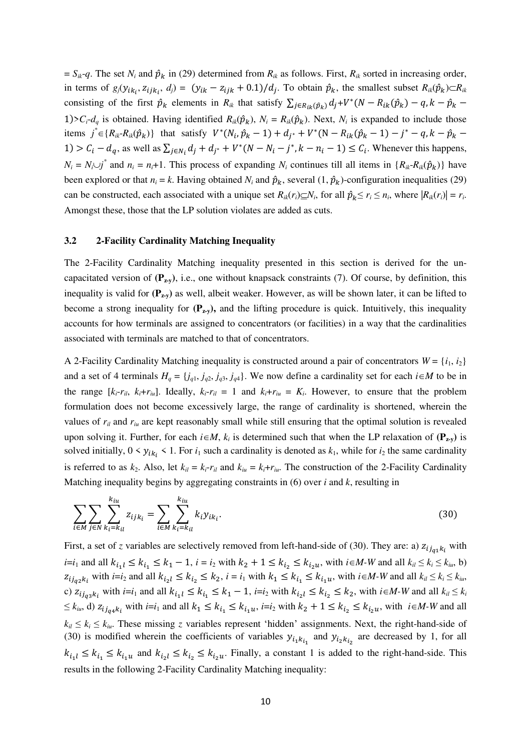$= S_{ik}$-$q$. The set $N_i$ and $\hat{p}_k$ in (29) determined from $R_{ik}$ as follows. First, $R_{ik}$ sorted in increasing order, in terms of $g_j(y_{ik_i}, z_{ijk_i}, d_j) = (y_{ik} - z_{ijk} + 0.1)/d_j$. To obtain $\hat{p}_k$, the smallest subset $R_{ik}(\hat{p}_k) \subset R_{ik}$ consisting of the first $\hat{p}_k$ elements in $R_{ik}$ that satisfy $\sum_{j \in R_{ik}(\hat{p}_k)} d_j + V^*(N - R_{ik}(\hat{p}_k) - q, k - \hat{p}_k - 1) > C_i - d_q$ is obtained. Having identified $R_{ik}(\hat{p}_k)$, $N_i = R_{ik}(\hat{p}_k)$. Next, $N_i$ is expanded to include those items $j^* \in \{R_{ik} - R_{ik}(\hat{p}_k)\}$ that satisfy $V^*(N_i, \hat{p}_k - 1) + d_{j^*} + V^*(N - R_{ik}(\hat{p}_k - 1) - j^* - q, k - \hat{p}_k - 1) > C_i - d_q$, as well as $\sum_{j \in N_i} d_j + d_{j^*} + V^*(N - N_i - j^*, k - n_i - 1) \leq C_i$. Whenever this happens, $N_i = N_i \cup j^*$ and $n_i = n_i + 1$. This process of expanding $N_i$ continues till all items in $\{R_{ik} - R_{ik}(\hat{p}_k)\}$ have been explored or that $n_i = k$. Having obtained $N_i$ and $\hat{p}_k$, several $(1, \hat{p}_k)$-configuration inequalities (29) can be constructed, each associated with a unique set $R_{ik}(r_i) \subseteq N_i$, for all $\hat{p}_k \leq r_i \leq n_i$, where $|R_{ik}(r_i)| = r_i$. Amongst these, those that the LP solution violates are added as cuts.

### 3.2 2-Facility Cardinality Matching Inequality

The 2-Facility Cardinality Matching inequality presented in this section is derived for the un-capacitated version of **($\mathbf{P_{z\text{-}y}}$)**, i.e., one without knapsack constraints (7). Of course, by definition, this inequality is valid for **($\mathbf{P_{z\text{-}y}}$)** as well, albeit weaker. However, as will be shown later, it can be lifted to become a strong inequality for **($\mathbf{P_{z\text{-}y}}$),** and the lifting procedure is quick. Intuitively, this inequality accounts for how terminals are assigned to concentrators (or facilities) in a way that the cardinalities associated with terminals are matched to that of concentrators.

A 2-Facility Cardinality Matching inequality is constructed around a pair of concentrators $W = \{i_1, i_2\}$ and a set of 4 terminals $H_q = \{j_{q1}, j_{q2}, j_{q3}, j_{q4}\}$. We now define a cardinality set for each $i \in M$ to be in the range $[k_i - r_{il},\ k_i + r_{iu}]$. Ideally, $k_i - r_{il} = 1$ and $k_i + r_{iu} = K_i$. However, to ensure that the problem formulation does not become excessively large, the range of cardinality is shortened, wherein the values of $r_{il}$ and $r_{iu}$ are kept reasonably small while still ensuring that the optimal solution is revealed upon solving it. Further, for each $i \in M$, $k_i$ is determined such that when the LP relaxation of **($\mathbf{P_{z\text{-}y}}$)** is solved initially, $0 < y_{ik_i} < 1$. For $i_1$ such a cardinality is denoted as $k_1$, while for $i_2$ the same cardinality is referred to as $k_2$. Also, let $k_{il} = k_i - r_{il}$ and $k_{iu} = k_i + r_{iu}$. The construction of the 2-Facility Cardinality Matching inequality begins by aggregating constraints in (6) over $i$ and $k$, resulting in

$$\sum_{i \in M} \sum_{j \in N} \sum_{k_i = k_{il}}^{k_{iu}} z_{ijk_i} = \sum_{i \in M} \sum_{k_i = k_{il}}^{k_{iu}} k_i y_{ik_i}. \tag{30}$$

First, a set of $z$ variables are selectively removed from left-hand-side of (30). They are: a) $z_{ij_{q1}k_i}$ with $i = i_1$ and all $k_{i_1 l} \leq k_{i_1} \leq k_1 - 1$, $i = i_2$ with $k_2 + 1 \leq k_{i_2} \leq k_{i_2 u}$, with $i \in M$-$W$ and all $k_{il} \leq k_i \leq k_{iu}$, b) $z_{ij_{q2}k_i}$ with $i = i_2$ and all $k_{i_2 l} \leq k_{i_2} \leq k_2$, $i = i_1$ with $k_1 \leq k_{i_1} \leq k_{i_1 u}$, with $i \in M$-$W$ and all $k_{il} \leq k_i \leq k_{iu}$, c) $z_{ij_{q3}k_i}$ with $i = i_1$ and all $k_{i_1 l} \leq k_{i_1} \leq k_1 - 1$, $i = i_2$ with $k_{i_2 l} \leq k_{i_2} \leq k_2$, with $i \in M$-$W$ and all $k_{il} \leq k_i \leq k_{iu}$, d) $z_{ij_{q4}k_i}$ with $i = i_1$ and all $k_1 \leq k_{i_1} \leq k_{i_1 u}$, $i = i_2$ with $k_2 + 1 \leq k_{i_2} \leq k_{i_2 u}$, with $i \in M$-$W$ and all $k_{il} \leq k_i \leq k_{iu}$. These missing $z$ variables represent 'hidden' assignments. Next, the right-hand-side of (30) is modified wherein the coefficients of variables $y_{i_1 k_{i_1}}$ and $y_{i_2 k_{i_2}}$ are decreased by 1, for all $k_{i_1 l} \leq k_{i_1} \leq k_{i_1 u}$ and $k_{i_2 l} \leq k_{i_2} \leq k_{i_2 u}$. Finally, a constant 1 is added to the right-hand-side. This results in the following 2-Facility Cardinality Matching inequality: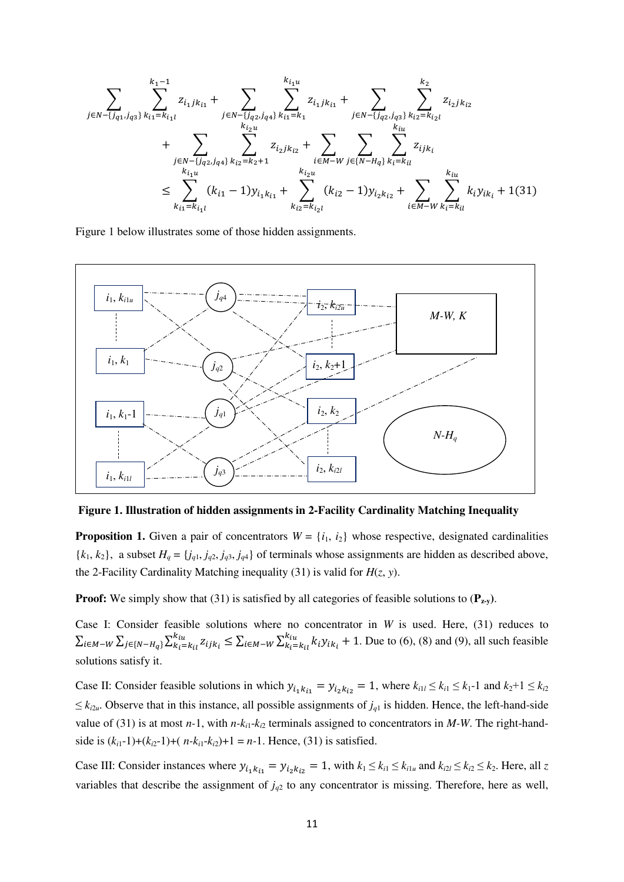$$
\sum_{j \in N-\{j_{q1}, j_{q3}\}} \sum_{k_{i1}=k_{i_1 l}}^{k_1 - 1} z_{i_1 j k_{i1}} + \sum_{j \in N-\{j_{q2}, j_{q4}\}} \sum_{k_{i1}=k_1}^{k_{i_1 u}} z_{i_1 j k_{i1}} + \sum_{j \in N-\{j_{q2}, j_{q3}\}} \sum_{k_{i2}=k_{i_2 l}}^{k_2} z_{i_2 j k_{i2}} + \sum_{j \in N-\{j_{q2}, j_{q4}\}} \sum_{k_{i2}=k_2+1}^{k_{i_2 u}} z_{i_2 j k_{i2}} + \sum_{i \in M-W} \sum_{j \in \{N-H_q\}} \sum_{k_i=k_{il}}^{k_{iu}} z_{ijk_i}
\leq \sum_{k_{i1}=k_{i_1 l}}^{k_{i_1 u}} (k_{i1}-1) y_{i_1 k_{i1}} + \sum_{k_{i2}=k_{i_2 l}}^{k_{i_2 u}} (k_{i2}-1) y_{i_2 k_{i2}} + \sum_{i \in M-W} \sum_{k_i=k_{il}}^{k_{iu}} k_i y_{ik_i} + 1 \quad (31)
$$

Figure 1 below illustrates some of those hidden assignments.

**Figure 1. Illustration of hidden assignments in 2-Facility Cardinality Matching Inequality**

**Proposition 1.** Given a pair of concentrators $W = \{i_1, i_2\}$ whose respective, designated cardinalities $\{k_1, k_2\}$, a subset $H_q = \{j_{q1}, j_{q2}, j_{q3}, j_{q4}\}$ of terminals whose assignments are hidden as described above, the 2-Facility Cardinality Matching inequality (31) is valid for $H(z, y)$.

**Proof:** We simply show that (31) is satisfied by all categories of feasible solutions to ($\mathbf{P_{z\text{-}y}}$).

Case I: Consider feasible solutions where no concentrator in $W$ is used. Here, (31) reduces to $\sum_{i \in M-W} \sum_{j \in \{N-H_q\}} \sum_{k_i=k_{il}}^{k_{iu}} z_{ijk_i} \leq \sum_{i \in M-W} \sum_{k_i=k_{il}}^{k_{iu}} k_i y_{ik_i} + 1$. Due to (6), (8) and (9), all such feasible solutions satisfy it.

Case II: Consider feasible solutions in which $y_{i_1 k_{i1}} = y_{i_2 k_{i2}} = 1$, where $k_{i1l} \leq k_{i1} \leq k_1$-1 and $k_2$+1 $\leq k_{i2} \leq k_{i2u}$. Observe that in this instance, all possible assignments of $j_{q1}$ is hidden. Hence, the left-hand-side value of (31) is at most $n$-1, with $n$-$k_{i1}$-$k_{i2}$ terminals assigned to concentrators in $M$-$W$. The right-hand-side is $(k_{i1}-1)+(k_{i2}-1)+(n-k_{i1}-k_{i2})+1 = n-1$. Hence, (31) is satisfied.

Case III: Consider instances where $y_{i_1 k_{i1}} = y_{i_2 k_{i2}} = 1$, with $k_1 \leq k_{i1} \leq k_{i1u}$ and $k_{i2l} \leq k_{i2} \leq k_2$. Here, all $z$ variables that describe the assignment of $j_{q2}$ to any concentrator is missing. Therefore, here as well,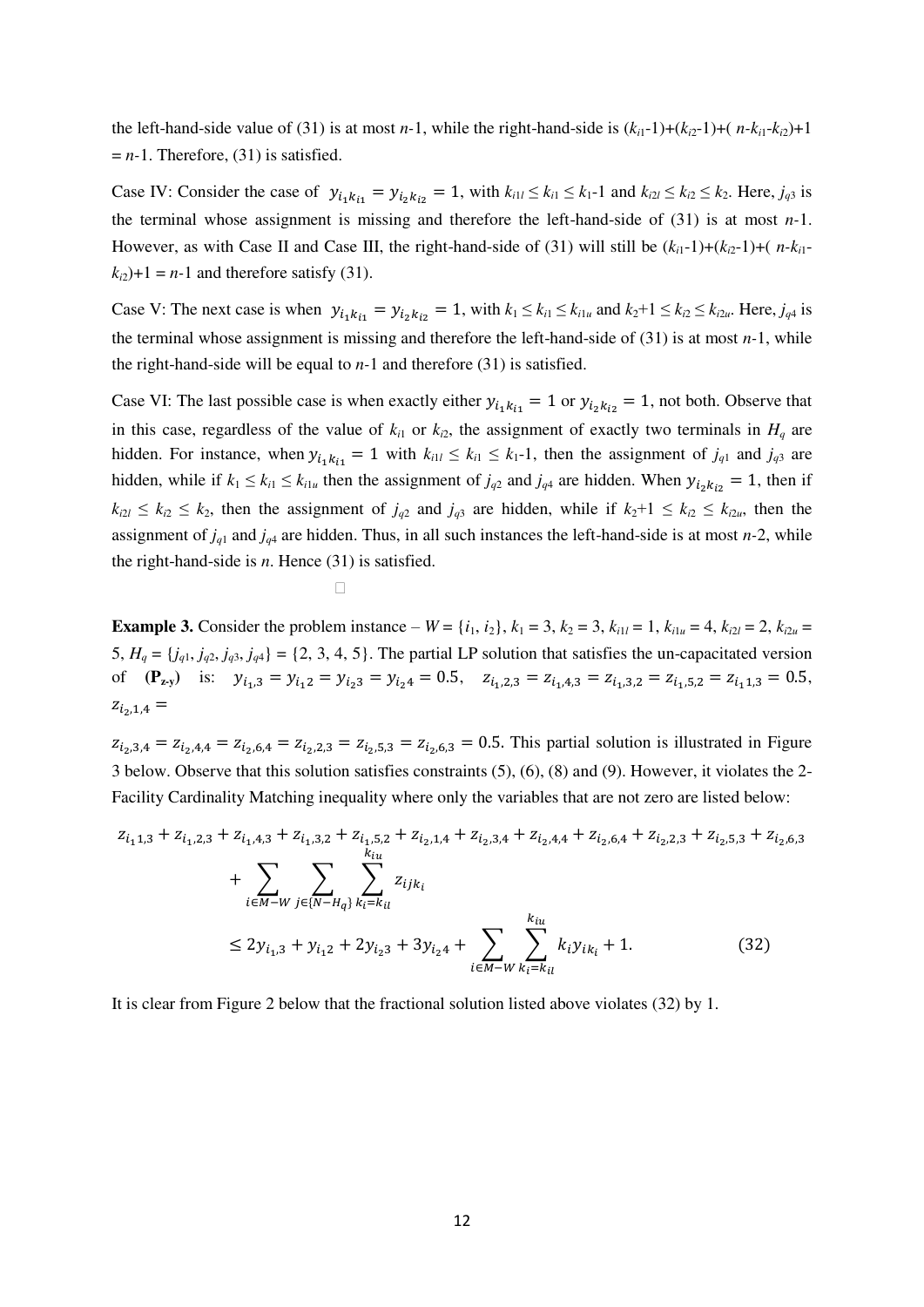the left-hand-side value of (31) is at most $n$-1, while the right-hand-side is $(k_{i1}-1)+(k_{i2}-1)+(n-k_{i1}-k_{i2})+1 = n-1$. Therefore, (31) is satisfied.

Case IV: Consider the case of $y_{i_1k_{i1}} = y_{i_2k_{i2}} = 1$, with $k_{i1l} \leq k_{i1} \leq k_1-1$ and $k_{i2l} \leq k_{i2} \leq k_2$. Here, $j_{q3}$ is the terminal whose assignment is missing and therefore the left-hand-side of (31) is at most $n$-1. However, as with Case II and Case III, the right-hand-side of (31) will still be $(k_{i1}-1)+(k_{i2}-1)+(n-k_{i1}-k_{i2})+1 = n-1$ and therefore satisfy (31).

Case V: The next case is when $y_{i_1k_{i1}} = y_{i_2k_{i2}} = 1$, with $k_1 \leq k_{i1} \leq k_{i1u}$ and $k_2+1 \leq k_{i2} \leq k_{i2u}$. Here, $j_{q4}$ is the terminal whose assignment is missing and therefore the left-hand-side of (31) is at most $n$-1, while the right-hand-side will be equal to $n$-1 and therefore (31) is satisfied.

Case VI: The last possible case is when exactly either $y_{i_1k_{i1}} = 1$ or $y_{i_2k_{i2}} = 1$, not both. Observe that in this case, regardless of the value of $k_{i1}$ or $k_{i2}$, the assignment of exactly two terminals in $H_q$ are hidden. For instance, when $y_{i_1k_{i1}} = 1$ with $k_{i1l} \leq k_{i1} \leq k_1-1$, then the assignment of $j_{q1}$ and $j_{q3}$ are hidden, while if $k_1 \leq k_{i1} \leq k_{i1u}$ then the assignment of $j_{q2}$ and $j_{q4}$ are hidden. When $y_{i_2k_{i2}} = 1$, then if $k_{i2l} \leq k_{i2} \leq k_2$, then the assignment of $j_{q2}$ and $j_{q3}$ are hidden, while if $k_2+1 \leq k_{i2} \leq k_{i2u}$, then the assignment of $j_{q1}$ and $j_{q4}$ are hidden. Thus, in all such instances the left-hand-side is at most $n$-2, while the right-hand-side is $n$. Hence (31) is satisfied.

□

**Example 3.** Consider the problem instance – $W = \{i_1, i_2\}$, $k_1 = 3$, $k_2 = 3$, $k_{i1l} = 1$, $k_{i1u} = 4$, $k_{i2l} = 2$, $k_{i2u} = 5$, $H_q = \{j_{q1}, j_{q2}, j_{q3}, j_{q4}\} = \{2, 3, 4, 5\}$. The partial LP solution that satisfies the un-capacitated version of **(P$_{z\text{-}y}$)** is: $y_{i_1,3} = y_{i_1 2} = y_{i_2 3} = y_{i_2 4} = 0.5$, $z_{i_1,2,3} = z_{i_1,4,3} = z_{i_1,3,2} = z_{i_1,5,2} = z_{i_1 1,3} = 0.5$, $z_{i_2,1,4} =$

$z_{i_2,3,4} = z_{i_2,4,4} = z_{i_2,6,4} = z_{i_2,2,3} = z_{i_2,5,3} = z_{i_2,6,3} = 0.5$. This partial solution is illustrated in Figure 3 below. Observe that this solution satisfies constraints (5), (6), (8) and (9). However, it violates the 2-Facility Cardinality Matching inequality where only the variables that are not zero are listed below:

$$
\begin{aligned}
&z_{i_1 1,3} + z_{i_1,2,3} + z_{i_1,4,3} + z_{i_1,3,2} + z_{i_1,5,2} + z_{i_2,1,4} + z_{i_2,3,4} + z_{i_2,4,4} + z_{i_2,6,4} + z_{i_2,2,3} + z_{i_2,5,3} + z_{i_2,6,3} \\
&\qquad + \sum_{i \in M-W} \sum_{j \in \{N-H_q\}} \sum_{k_i=k_{il}}^{k_{iu}} z_{ijk_i} \\
&\qquad \leq 2y_{i_1,3} + y_{i_1 2} + 2y_{i_2 3} + 3y_{i_2 4} + \sum_{i \in M-W} \sum_{k_i=k_{il}}^{k_{iu}} k_i y_{ik_i} + 1. \qquad (32)
\end{aligned}
$$

It is clear from Figure 2 below that the fractional solution listed above violates (32) by 1.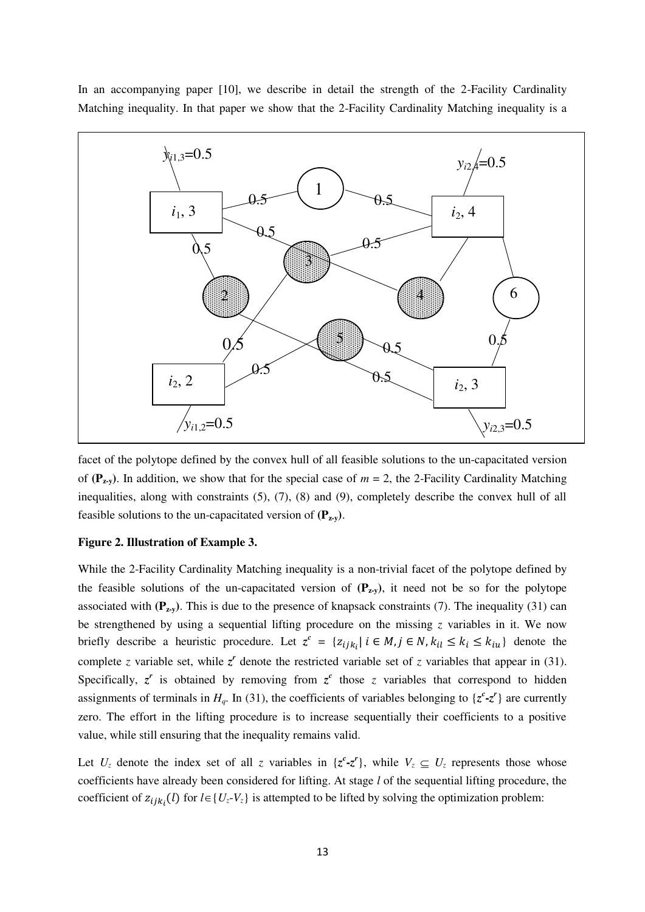In an accompanying paper [10], we describe in detail the strength of the 2-Facility Cardinality Matching inequality. In that paper we show that the 2-Facility Cardinality Matching inequality is a facet of the polytope defined by the convex hull of all feasible solutions to the un-capacitated version of ($\mathbf{P_{z\text{-}y}}$). In addition, we show that for the special case of $m = 2$, the 2-Facility Cardinality Matching inequalities, along with constraints (5), (7), (8) and (9), completely describe the convex hull of all feasible solutions to the un-capacitated version of ($\mathbf{P_{z\text{-}y}}$).

**Figure 2. Illustration of Example 3.**

While the 2-Facility Cardinality Matching inequality is a non-trivial facet of the polytope defined by the feasible solutions of the un-capacitated version of ($\mathbf{P_{z\text{-}y}}$), it need not be so for the polytope associated with ($\mathbf{P_{z\text{-}y}}$). This is due to the presence of knapsack constraints (7). The inequality (31) can be strengthened by using a sequential lifting procedure on the missing $z$ variables in it. We now briefly describe a heuristic procedure. Let $z^c = \{z_{ijk_i} \mid i \in M, j \in N, k_{il} \leq k_i \leq k_{iu}\}$ denote the complete $z$ variable set, while $z^r$ denote the restricted variable set of $z$ variables that appear in (31). Specifically, $z^r$ is obtained by removing from $z^c$ those $z$ variables that correspond to hidden assignments of terminals in $H_q$. In (31), the coefficients of variables belonging to $\{z^c\text{-}z^r\}$ are currently zero. The effort in the lifting procedure is to increase sequentially their coefficients to a positive value, while still ensuring that the inequality remains valid.

Let $U_z$ denote the index set of all $z$ variables in $\{z^c\text{-}z^r\}$, while $V_z \subseteq U_z$ represents those whose coefficients have already been considered for lifting. At stage $l$ of the sequential lifting procedure, the coefficient of $z_{ijk_i}(l)$ for $l \in \{U_z\text{-}V_z\}$ is attempted to be lifted by solving the optimization problem: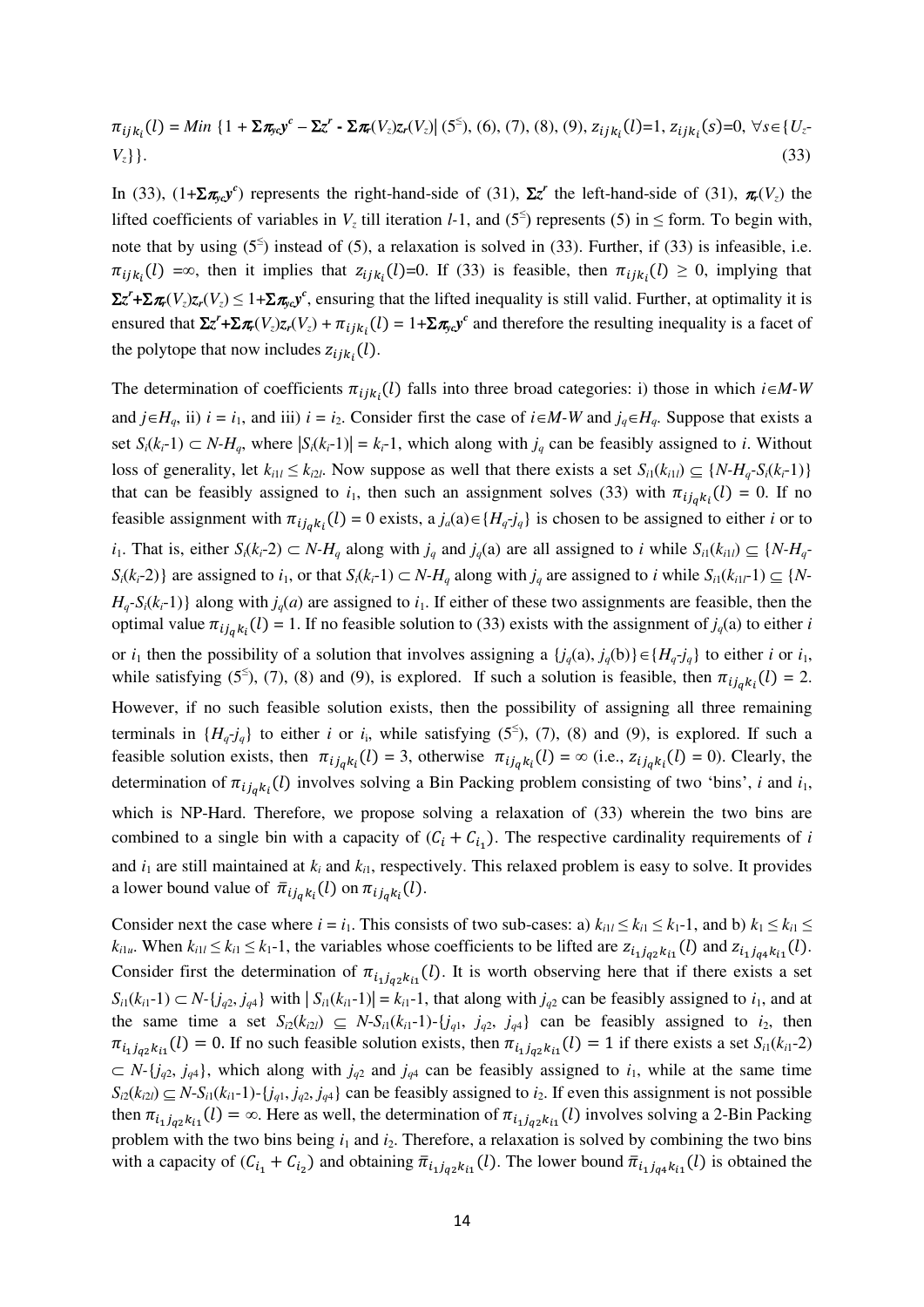$\pi_{ijk_i}(l) = Min\ \{1 + \boldsymbol{\Sigma\pi_{yc}y^c} - \boldsymbol{\Sigma z^r} - \boldsymbol{\Sigma\pi_r}(V_z)\boldsymbol{z_r}(V_z)|\ (5^{\leq}),\ (6),\ (7),\ (8),\ (9),\ z_{ijk_i}(l)=1,\ z_{ijk_i}(s)=0,\ \forall s\in\{U_z\text{-}V_z\}\}$. (33)

In (33), $(1+\boldsymbol{\Sigma\pi_{yc}y^c})$ represents the right-hand-side of (31), $\boldsymbol{\Sigma z^r}$ the left-hand-side of (31), $\boldsymbol{\pi_r}(V_z)$ the lifted coefficients of variables in $V_z$ till iteration $l$-1, and $(5^{\leq})$ represents (5) in $\leq$ form. To begin with, note that by using $(5^{\leq})$ instead of (5), a relaxation is solved in (33). Further, if (33) is infeasible, i.e. $\pi_{ijk_i}(l)$ =∞, then it implies that $z_{ijk_i}(l)$=0. If (33) is feasible, then $\pi_{ijk_i}(l) \geq 0$, implying that $\boldsymbol{\Sigma z^r}+\boldsymbol{\Sigma\pi_r}(V_z)\boldsymbol{z_r}(V_z) \leq 1+\boldsymbol{\Sigma\pi_{yc}y^c}$, ensuring that the lifted inequality is still valid. Further, at optimality it is ensured that $\boldsymbol{\Sigma z^r}+\boldsymbol{\Sigma\pi_r}(V_z)\boldsymbol{z_r}(V_z) + \pi_{ijk_i}(l) = 1+\boldsymbol{\Sigma\pi_{yc}y^c}$ and therefore the resulting inequality is a facet of the polytope that now includes $z_{ijk_i}(l)$.

The determination of coefficients $\pi_{ijk_i}(l)$ falls into three broad categories: i) those in which $i\in M\text{-}W$ and $j\in H_q$, ii) $i = i_1$, and iii) $i = i_2$. Consider first the case of $i\in M\text{-}W$ and $j_q\in H_q$. Suppose that exists a set $S_i(k_i\text{-}1) \subset N\text{-}H_q$, where $|S_i(k_i\text{-}1)| = k_i\text{-}1$, which along with $j_q$ can be feasibly assigned to $i$. Without loss of generality, let $k_{i1l} \leq k_{i2l}$. Now suppose as well that there exists a set $S_{i1}(k_{i1l}) \subseteq \{N\text{-}H_q\text{-}S_i(k_i\text{-}1)\}$ that can be feasibly assigned to $i_1$, then such an assignment solves (33) with $\pi_{ij_qk_i}(l) = 0$. If no feasible assignment with $\pi_{ij_qk_i}(l) = 0$ exists, a $j_a(a)\in\{H_q\text{-}j_q\}$ is chosen to be assigned to either $i$ or to $i_1$. That is, either $S_i(k_i\text{-}2) \subset N\text{-}H_q$ along with $j_q$ and $j_q(a)$ are all assigned to $i$ while $S_{i1}(k_{i1l}) \subseteq \{N\text{-}H_q\text{-}S_i(k_i\text{-}2)\}$ are assigned to $i_1$, or that $S_i(k_i\text{-}1) \subset N\text{-}H_q$ along with $j_q$ are assigned to $i$ while $S_{i1}(k_{i1l}\text{-}1) \subseteq \{N\text{-}H_q\text{-}S_i(k_i\text{-}1)\}$ along with $j_q(a)$ are assigned to $i_1$. If either of these two assignments are feasible, then the optimal value $\pi_{ij_qk_i}(l) = 1$. If no feasible solution to (33) exists with the assignment of $j_q(a)$ to either $i$ or $i_1$ then the possibility of a solution that involves assigning a $\{j_q(a), j_q(b)\}\in\{H_q\text{-}j_q\}$ to either $i$ or $i_1$, while satisfying $(5^{\leq})$, (7), (8) and (9), is explored. If such a solution is feasible, then $\pi_{ij_qk_i}(l) = 2$. However, if no such feasible solution exists, then the possibility of assigning all three remaining terminals in $\{H_q\text{-}j_q\}$ to either $i$ or $i_i$, while satisfying $(5^{\leq})$, (7), (8) and (9), is explored. If such a feasible solution exists, then $\pi_{ij_qk_i}(l) = 3$, otherwise $\pi_{ij_qk_i}(l) = \infty$ (i.e., $z_{ij_qk_i}(l) = 0$). Clearly, the determination of $\pi_{ij_qk_i}(l)$ involves solving a Bin Packing problem consisting of two 'bins', $i$ and $i_1$, which is NP-Hard. Therefore, we propose solving a relaxation of (33) wherein the two bins are combined to a single bin with a capacity of $(C_i + C_{i_1})$. The respective cardinality requirements of $i$ and $i_1$ are still maintained at $k_i$ and $k_{i1}$, respectively. This relaxed problem is easy to solve. It provides a lower bound value of $\bar{\pi}_{ij_qk_i}(l)$ on $\pi_{ij_qk_i}(l)$.

Consider next the case where $i = i_1$. This consists of two sub-cases: a) $k_{i1l} \leq k_{i1} \leq k_1\text{-}1$, and b) $k_1 \leq k_{i1} \leq k_{i1u}$. When $k_{i1l} \leq k_{i1} \leq k_1\text{-}1$, the variables whose coefficients to be lifted are $z_{i_1j_{q2}k_{i1}}(l)$ and $z_{i_1j_{q4}k_{i1}}(l)$. Consider first the determination of $\pi_{i_1j_{q2}k_{i1}}(l)$. It is worth observing here that if there exists a set $S_{i1}(k_{i1}\text{-}1) \subset N\text{-}\{j_{q2}, j_{q4}\}$ with $|S_{i1}(k_{i1}\text{-}1)| = k_{i1}\text{-}1$, that along with $j_{q2}$ can be feasibly assigned to $i_1$, and at the same time a set $S_{i2}(k_{i2l}) \subseteq N\text{-}S_{i1}(k_{i1}\text{-}1)\text{-}\{j_{q1}, j_{q2}, j_{q4}\}$ can be feasibly assigned to $i_2$, then $\pi_{i_1j_{q2}k_{i1}}(l) = 0$. If no such feasible solution exists, then $\pi_{i_1j_{q2}k_{i1}}(l) = 1$ if there exists a set $S_{i1}(k_{i1}\text{-}2) \subset N\text{-}\{j_{q2}, j_{q4}\}$, which along with $j_{q2}$ and $j_{q4}$ can be feasibly assigned to $i_1$, while at the same time $S_{i2}(k_{i2l}) \subseteq N\text{-}S_{i1}(k_{i1}\text{-}1)\text{-}\{j_{q1}, j_{q2}, j_{q4}\}$ can be feasibly assigned to $i_2$. If even this assignment is not possible then $\pi_{i_1j_{q2}k_{i1}}(l) = \infty$. Here as well, the determination of $\pi_{i_1j_{q2}k_{i1}}(l)$ involves solving a 2-Bin Packing problem with the two bins being $i_1$ and $i_2$. Therefore, a relaxation is solved by combining the two bins with a capacity of $(C_{i_1} + C_{i_2})$ and obtaining $\bar{\pi}_{i_1j_{q2}k_{i1}}(l)$. The lower bound $\bar{\pi}_{i_1j_{q4}k_{i1}}(l)$ is obtained the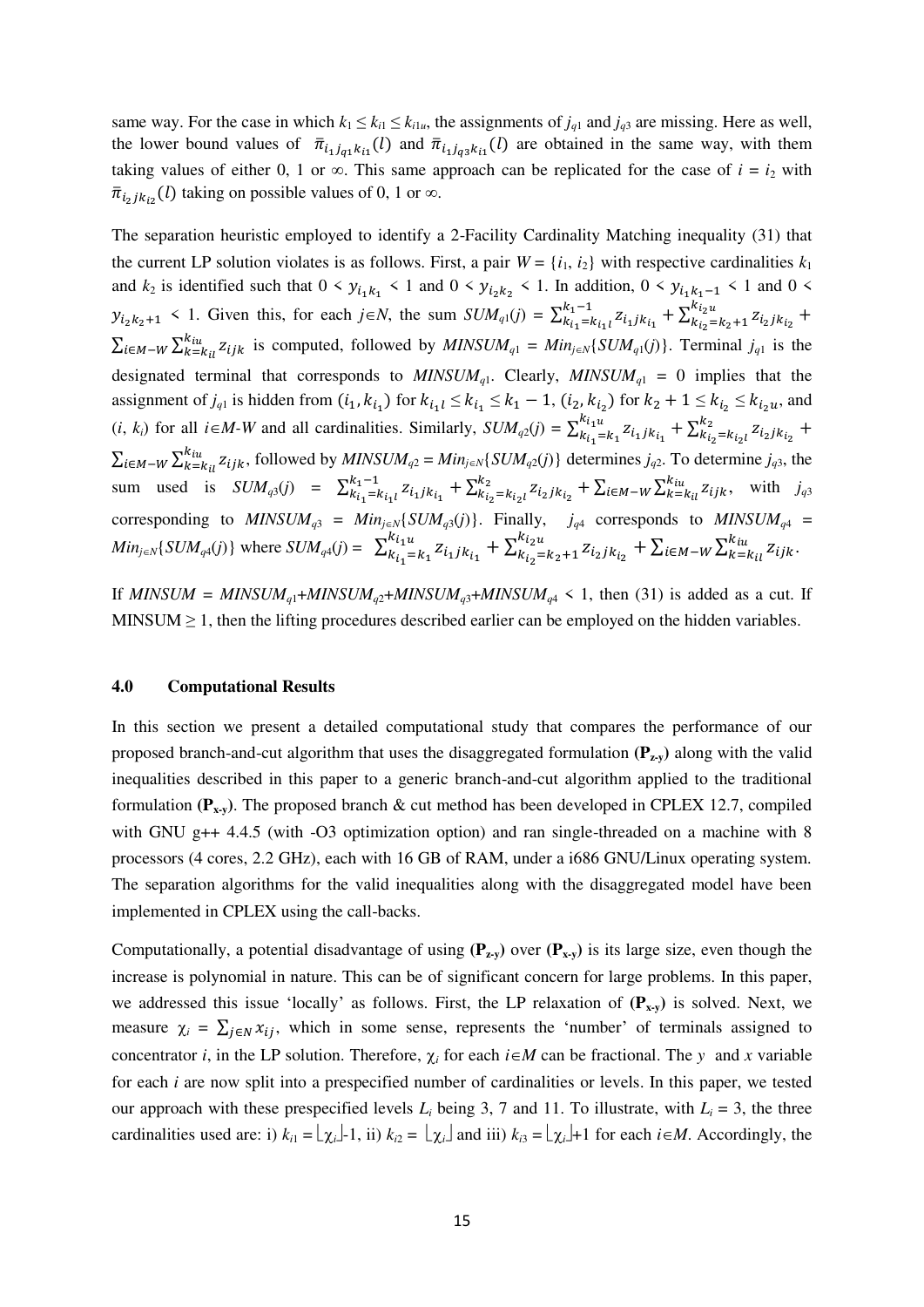same way. For the case in which $k_1 \leq k_{i1} \leq k_{i1u}$, the assignments of $j_{q1}$ and $j_{q3}$ are missing. Here as well, the lower bound values of $\bar{\pi}_{i_1 j_{q1} k_{i1}}(l)$ and $\bar{\pi}_{i_1 j_{q3} k_{i1}}(l)$ are obtained in the same way, with them taking values of either 0, 1 or ∞. This same approach can be replicated for the case of $i = i_2$ with $\bar{\pi}_{i_2 j k_{i2}}(l)$ taking on possible values of 0, 1 or ∞.

The separation heuristic employed to identify a 2-Facility Cardinality Matching inequality (31) that the current LP solution violates is as follows. First, a pair $W = \{i_1, i_2\}$ with respective cardinalities $k_1$ and $k_2$ is identified such that $0 < y_{i_1 k_1} < 1$ and $0 < y_{i_2 k_2} < 1$. In addition, $0 < y_{i_1 k_1 - 1} < 1$ and $0 < y_{i_2 k_2 + 1} < 1$. Given this, for each $j \in N$, the sum $SUM_{q1}(j) = \sum_{k_{i_1}=k_{i_1 l}}^{k_1 - 1} z_{i_1 j k_{i_1}} + \sum_{k_{i_2}=k_2+1}^{k_{i_2 u}} z_{i_2 j k_{i_2}} + \sum_{i \in M-W} \sum_{k=k_{il}}^{k_{iu}} z_{ijk}$ is computed, followed by $MINSUM_{q1} = Min_{j \in N}\{SUM_{q1}(j)\}$. Terminal $j_{q1}$ is the designated terminal that corresponds to $MINSUM_{q1}$. Clearly, $MINSUM_{q1} = 0$ implies that the assignment of $j_{q1}$ is hidden from $(i_1, k_{i_1})$ for $k_{i_1 l} \leq k_{i_1} \leq k_1 - 1$, $(i_2, k_{i_2})$ for $k_2 + 1 \leq k_{i_2} \leq k_{i_2 u}$, and $(i, k_i)$ for all $i \in M-W$ and all cardinalities. Similarly, $SUM_{q2}(j) = \sum_{k_{i_1}=k_1}^{k_{i_1 u}} z_{i_1 j k_{i_1}} + \sum_{k_{i_2}=k_{i_2 l}}^{k_2} z_{i_2 j k_{i_2}} + \sum_{i \in M-W} \sum_{k=k_{il}}^{k_{iu}} z_{ijk}$, followed by $MINSUM_{q2} = Min_{j \in N}\{SUM_{q2}(j)\}$ determines $j_{q2}$. To determine $j_{q3}$, the sum used is $SUM_{q3}(j) = \sum_{k_{i_1}=k_{i_1 l}}^{k_1 - 1} z_{i_1 j k_{i_1}} + \sum_{k_{i_2}=k_{i_2 l}}^{k_2} z_{i_2 j k_{i_2}} + \sum_{i \in M-W} \sum_{k=k_{il}}^{k_{iu}} z_{ijk}$, with $j_{q3}$ corresponding to $MINSUM_{q3} = Min_{j \in N}\{SUM_{q3}(j)\}$. Finally, $j_{q4}$ corresponds to $MINSUM_{q4} = Min_{j \in N}\{SUM_{q4}(j)\}$ where $SUM_{q4}(j) = \sum_{k_{i_1}=k_1}^{k_{i_1 u}} z_{i_1 j k_{i_1}} + \sum_{k_{i_2}=k_2+1}^{k_{i_2 u}} z_{i_2 j k_{i_2}} + \sum_{i \in M-W} \sum_{k=k_{il}}^{k_{iu}} z_{ijk}$.

If $MINSUM = MINSUM_{q1} + MINSUM_{q2} + MINSUM_{q3} + MINSUM_{q4} < 1$, then (31) is added as a cut. If MINSUM ≥ 1, then the lifting procedures described earlier can be employed on the hidden variables.

## 4.0 Computational Results

In this section we present a detailed computational study that compares the performance of our proposed branch-and-cut algorithm that uses the disaggregated formulation **($P_{z\text{-}y}$)** along with the valid inequalities described in this paper to a generic branch-and-cut algorithm applied to the traditional formulation **($P_{x\text{-}y}$)**. The proposed branch & cut method has been developed in CPLEX 12.7, compiled with GNU g++ 4.4.5 (with -O3 optimization option) and ran single-threaded on a machine with 8 processors (4 cores, 2.2 GHz), each with 16 GB of RAM, under a i686 GNU/Linux operating system. The separation algorithms for the valid inequalities along with the disaggregated model have been implemented in CPLEX using the call-backs.

Computationally, a potential disadvantage of using **($P_{z\text{-}y}$)** over **($P_{x\text{-}y}$)** is its large size, even though the increase is polynomial in nature. This can be of significant concern for large problems. In this paper, we addressed this issue 'locally' as follows. First, the LP relaxation of **($P_{x\text{-}y}$)** is solved. Next, we measure $\chi_i = \sum_{j \in N} x_{ij}$, which in some sense, represents the 'number' of terminals assigned to concentrator $i$, in the LP solution. Therefore, $\chi_i$ for each $i \in M$ can be fractional. The $y$ and $x$ variable for each $i$ are now split into a prespecified number of cardinalities or levels. In this paper, we tested our approach with these prespecified levels $L_i$ being 3, 7 and 11. To illustrate, with $L_i = 3$, the three cardinalities used are: i) $k_{i1} = \lfloor \chi_i \rfloor - 1$, ii) $k_{i2} = \lfloor \chi_i \rfloor$ and iii) $k_{i3} = \lfloor \chi_i \rfloor + 1$ for each $i \in M$. Accordingly, the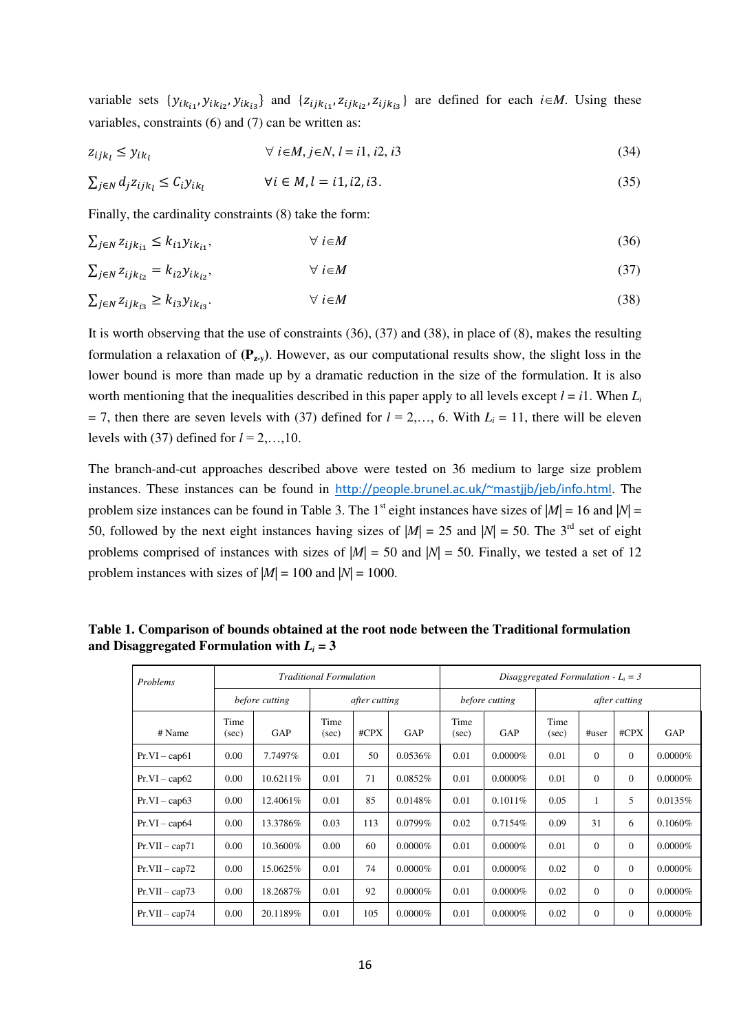variable sets $\{y_{ik_{i1}}, y_{ik_{i2}}, y_{ik_{i3}}\}$ and $\{z_{ijk_{i1}}, z_{ijk_{i2}}, z_{ijk_{i3}}\}$ are defined for each $i \in M$. Using these variables, constraints (6) and (7) can be written as:

$$z_{ijk_l} \leq y_{ik_l} \qquad \forall\, i \in M, j \in N, l = i1, i2, i3 \tag{34}$$

$$\sum_{j \in N} d_j z_{ijk_l} \leq C_i y_{ik_l} \qquad \forall i \in M, l = i1, i2, i3. \tag{35}$$

Finally, the cardinality constraints (8) take the form:

$$\sum_{j \in N} z_{ijk_{i1}} \leq k_{i1} y_{ik_{i1}}, \qquad \forall\, i \in M \tag{36}$$

$$\sum_{j \in N} z_{ijk_{i2}} = k_{i2} y_{ik_{i2}}, \qquad \forall\, i \in M \tag{37}$$

$$\sum_{j \in N} z_{ijk_{i3}} \geq k_{i3} y_{ik_{i3}}. \qquad \forall\, i \in M \tag{38}$$

It is worth observing that the use of constraints (36), (37) and (38), in place of (8), makes the resulting formulation a relaxation of (**P**$_{z\text{-}y}$). However, as our computational results show, the slight loss in the lower bound is more than made up by a dramatic reduction in the size of the formulation. It is also worth mentioning that the inequalities described in this paper apply to all levels except $l = i1$. When $L_i = 7$, then there are seven levels with (37) defined for $l = 2,\ldots, 6$. With $L_i = 11$, there will be eleven levels with (37) defined for $l = 2,\ldots,10$.

The branch-and-cut approaches described above were tested on 36 medium to large size problem instances. These instances can be found in http://people.brunel.ac.uk/~mastjjb/jeb/info.html. The problem size instances can be found in Table 3. The 1st eight instances have sizes of $|M| = 16$ and $|N| = 50$, followed by the next eight instances having sizes of $|M| = 25$ and $|N| = 50$. The 3rd set of eight problems comprised of instances with sizes of $|M| = 50$ and $|N| = 50$. Finally, we tested a set of 12 problem instances with sizes of $|M| = 100$ and $|N| = 1000$.

**Table 1. Comparison of bounds obtained at the root node between the Traditional formulation and Disaggregated Formulation with $L_i = 3$**

| *Problems* | *Traditional Formulation* | | | | | *Disaggregated Formulation - $L_i = 3$* | | | | | |
|---|---|---|---|---|---|---|---|---|---|---|---|
| | *before cutting* | | *after cutting* | | | *before cutting* | | *after cutting* | | | |
| # Name | Time (sec) | GAP | Time (sec) | #CPX | GAP | Time (sec) | GAP | Time (sec) | #user | #CPX | GAP |
| Pr.VI – cap61 | 0.00 | 7.7497% | 0.01 | 50 | 0.0536% | 0.01 | 0.0000% | 0.01 | 0 | 0 | 0.0000% |
| Pr.VI – cap62 | 0.00 | 10.6211% | 0.01 | 71 | 0.0852% | 0.01 | 0.0000% | 0.01 | 0 | 0 | 0.0000% |
| Pr.VI – cap63 | 0.00 | 12.4061% | 0.01 | 85 | 0.0148% | 0.01 | 0.1011% | 0.05 | 1 | 5 | 0.0135% |
| Pr.VI – cap64 | 0.00 | 13.3786% | 0.03 | 113 | 0.0799% | 0.02 | 0.7154% | 0.09 | 31 | 6 | 0.1060% |
| Pr.VII – cap71 | 0.00 | 10.3600% | 0.00 | 60 | 0.0000% | 0.01 | 0.0000% | 0.01 | 0 | 0 | 0.0000% |
| Pr.VII – cap72 | 0.00 | 15.0625% | 0.01 | 74 | 0.0000% | 0.01 | 0.0000% | 0.02 | 0 | 0 | 0.0000% |
| Pr.VII – cap73 | 0.00 | 18.2687% | 0.01 | 92 | 0.0000% | 0.01 | 0.0000% | 0.02 | 0 | 0 | 0.0000% |
| Pr.VII – cap74 | 0.00 | 20.1189% | 0.01 | 105 | 0.0000% | 0.01 | 0.0000% | 0.02 | 0 | 0 | 0.0000% |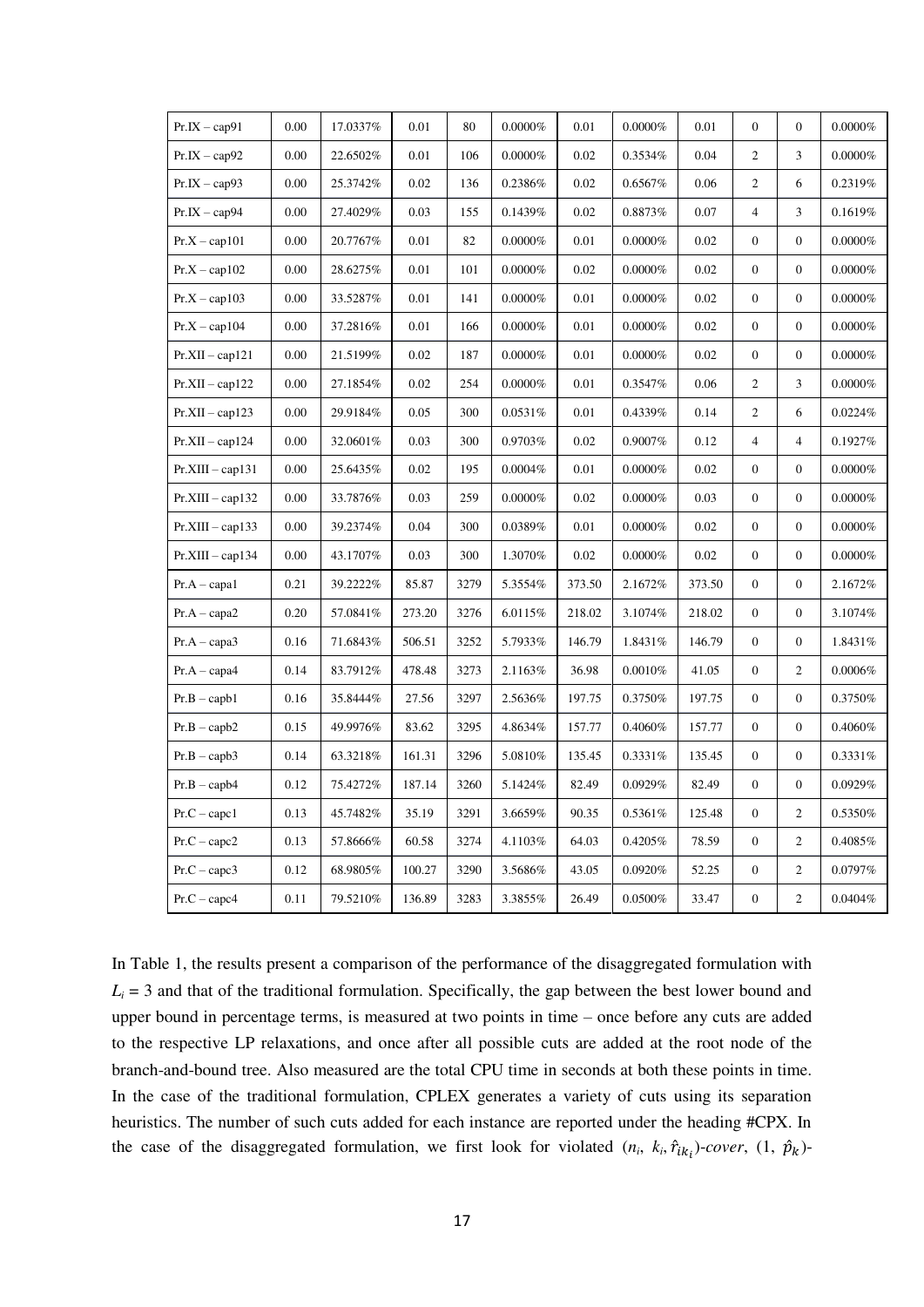| | | | | | | | | | | | |
|---|---|---|---|---|---|---|---|---|---|---|---|
| Pr.IX – cap91 | 0.00 | 17.0337% | 0.01 | 80 | 0.0000% | 0.01 | 0.0000% | 0.01 | 0 | 0 | 0.0000% |
| Pr.IX – cap92 | 0.00 | 22.6502% | 0.01 | 106 | 0.0000% | 0.02 | 0.3534% | 0.04 | 2 | 3 | 0.0000% |
| Pr.IX – cap93 | 0.00 | 25.3742% | 0.02 | 136 | 0.2386% | 0.02 | 0.6567% | 0.06 | 2 | 6 | 0.2319% |
| Pr.IX – cap94 | 0.00 | 27.4029% | 0.03 | 155 | 0.1439% | 0.02 | 0.8873% | 0.07 | 4 | 3 | 0.1619% |
| Pr.X – cap101 | 0.00 | 20.7767% | 0.01 | 82 | 0.0000% | 0.01 | 0.0000% | 0.02 | 0 | 0 | 0.0000% |
| Pr.X – cap102 | 0.00 | 28.6275% | 0.01 | 101 | 0.0000% | 0.02 | 0.0000% | 0.02 | 0 | 0 | 0.0000% |
| Pr.X – cap103 | 0.00 | 33.5287% | 0.01 | 141 | 0.0000% | 0.01 | 0.0000% | 0.02 | 0 | 0 | 0.0000% |
| Pr.X – cap104 | 0.00 | 37.2816% | 0.01 | 166 | 0.0000% | 0.01 | 0.0000% | 0.02 | 0 | 0 | 0.0000% |
| Pr.XII – cap121 | 0.00 | 21.5199% | 0.02 | 187 | 0.0000% | 0.01 | 0.0000% | 0.02 | 0 | 0 | 0.0000% |
| Pr.XII – cap122 | 0.00 | 27.1854% | 0.02 | 254 | 0.0000% | 0.01 | 0.3547% | 0.06 | 2 | 3 | 0.0000% |
| Pr.XII – cap123 | 0.00 | 29.9184% | 0.05 | 300 | 0.0531% | 0.01 | 0.4339% | 0.14 | 2 | 6 | 0.0224% |
| Pr.XII – cap124 | 0.00 | 32.0601% | 0.03 | 300 | 0.9703% | 0.02 | 0.9007% | 0.12 | 4 | 4 | 0.1927% |
| Pr.XIII – cap131 | 0.00 | 25.6435% | 0.02 | 195 | 0.0004% | 0.01 | 0.0000% | 0.02 | 0 | 0 | 0.0000% |
| Pr.XIII – cap132 | 0.00 | 33.7876% | 0.03 | 259 | 0.0000% | 0.02 | 0.0000% | 0.03 | 0 | 0 | 0.0000% |
| Pr.XIII – cap133 | 0.00 | 39.2374% | 0.04 | 300 | 0.0389% | 0.01 | 0.0000% | 0.02 | 0 | 0 | 0.0000% |
| Pr.XIII – cap134 | 0.00 | 43.1707% | 0.03 | 300 | 1.3070% | 0.02 | 0.0000% | 0.02 | 0 | 0 | 0.0000% |
| Pr.A – capa1 | 0.21 | 39.2222% | 85.87 | 3279 | 5.3554% | 373.50 | 2.1672% | 373.50 | 0 | 0 | 2.1672% |
| Pr.A – capa2 | 0.20 | 57.0841% | 273.20 | 3276 | 6.0115% | 218.02 | 3.1074% | 218.02 | 0 | 0 | 3.1074% |
| Pr.A – capa3 | 0.16 | 71.6843% | 506.51 | 3252 | 5.7933% | 146.79 | 1.8431% | 146.79 | 0 | 0 | 1.8431% |
| Pr.A – capa4 | 0.14 | 83.7912% | 478.48 | 3273 | 2.1163% | 36.98 | 0.0010% | 41.05 | 0 | 2 | 0.0006% |
| Pr.B – capb1 | 0.16 | 35.8444% | 27.56 | 3297 | 2.5636% | 197.75 | 0.3750% | 197.75 | 0 | 0 | 0.3750% |
| Pr.B – capb2 | 0.15 | 49.9976% | 83.62 | 3295 | 4.8634% | 157.77 | 0.4060% | 157.77 | 0 | 0 | 0.4060% |
| Pr.B – capb3 | 0.14 | 63.3218% | 161.31 | 3296 | 5.0810% | 135.45 | 0.3331% | 135.45 | 0 | 0 | 0.3331% |
| Pr.B – capb4 | 0.12 | 75.4272% | 187.14 | 3260 | 5.1424% | 82.49 | 0.0929% | 82.49 | 0 | 0 | 0.0929% |
| Pr.C – capc1 | 0.13 | 45.7482% | 35.19 | 3291 | 3.6659% | 90.35 | 0.5361% | 125.48 | 0 | 2 | 0.5350% |
| Pr.C – capc2 | 0.13 | 57.8666% | 60.58 | 3274 | 4.1103% | 64.03 | 0.4205% | 78.59 | 0 | 2 | 0.4085% |
| Pr.C – capc3 | 0.12 | 68.9805% | 100.27 | 3290 | 3.5686% | 43.05 | 0.0920% | 52.25 | 0 | 2 | 0.0797% |
| Pr.C – capc4 | 0.11 | 79.5210% | 136.89 | 3283 | 3.3855% | 26.49 | 0.0500% | 33.47 | 0 | 2 | 0.0404% |

In Table 1, the results present a comparison of the performance of the disaggregated formulation with $L_i = 3$ and that of the traditional formulation. Specifically, the gap between the best lower bound and upper bound in percentage terms, is measured at two points in time – once before any cuts are added to the respective LP relaxations, and once after all possible cuts are added at the root node of the branch-and-bound tree. Also measured are the total CPU time in seconds at both these points in time. In the case of the traditional formulation, CPLEX generates a variety of cuts using its separation heuristics. The number of such cuts added for each instance are reported under the heading #CPX. In the case of the disaggregated formulation, we first look for violated $(n_i, k_i, \hat{r}_{ik_i})$-*cover*, $(1, \hat{p}_k)$-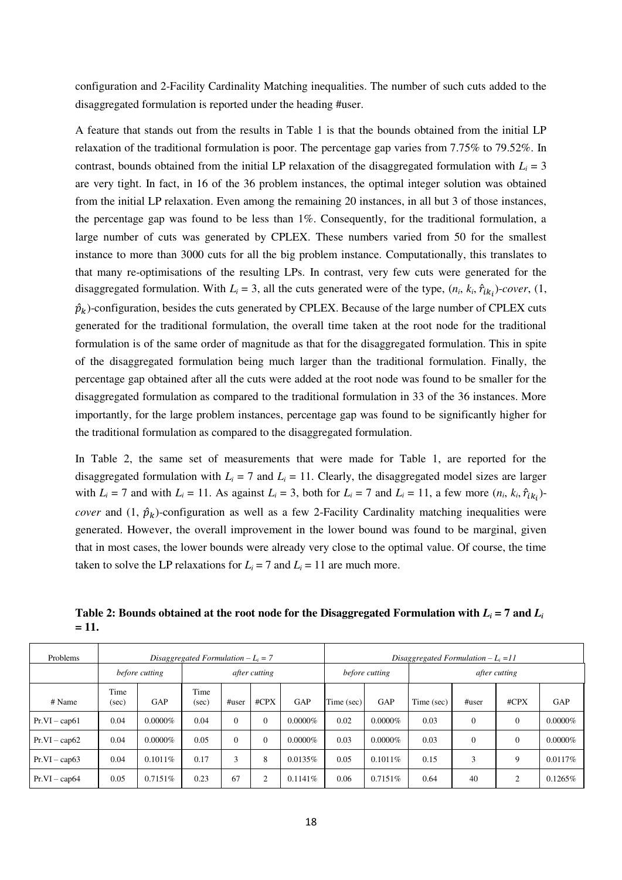configuration and 2-Facility Cardinality Matching inequalities. The number of such cuts added to the disaggregated formulation is reported under the heading #user.

A feature that stands out from the results in Table 1 is that the bounds obtained from the initial LP relaxation of the traditional formulation is poor. The percentage gap varies from 7.75% to 79.52%. In contrast, bounds obtained from the initial LP relaxation of the disaggregated formulation with $L_i = 3$ are very tight. In fact, in 16 of the 36 problem instances, the optimal integer solution was obtained from the initial LP relaxation. Even among the remaining 20 instances, in all but 3 of those instances, the percentage gap was found to be less than 1%. Consequently, for the traditional formulation, a large number of cuts was generated by CPLEX. These numbers varied from 50 for the smallest instance to more than 3000 cuts for all the big problem instance. Computationally, this translates to that many re-optimisations of the resulting LPs. In contrast, very few cuts were generated for the disaggregated formulation. With $L_i = 3$, all the cuts generated were of the type, ($n_i$, $k_i$, $\hat{r}_{ik_i}$)-*cover*, (1, $\hat{p}_k$)-configuration, besides the cuts generated by CPLEX. Because of the large number of CPLEX cuts generated for the traditional formulation, the overall time taken at the root node for the traditional formulation is of the same order of magnitude as that for the disaggregated formulation. This in spite of the disaggregated formulation being much larger than the traditional formulation. Finally, the percentage gap obtained after all the cuts were added at the root node was found to be smaller for the disaggregated formulation as compared to the traditional formulation in 33 of the 36 instances. More importantly, for the large problem instances, percentage gap was found to be significantly higher for the traditional formulation as compared to the disaggregated formulation.

In Table 2, the same set of measurements that were made for Table 1, are reported for the disaggregated formulation with $L_i = 7$ and $L_i = 11$. Clearly, the disaggregated model sizes are larger with $L_i = 7$ and with $L_i = 11$. As against $L_i = 3$, both for $L_i = 7$ and $L_i = 11$, a few more ($n_i$, $k_i$, $\hat{r}_{ik_i}$)-*cover* and (1, $\hat{p}_k$)-configuration as well as a few 2-Facility Cardinality matching inequalities were generated. However, the overall improvement in the lower bound was found to be marginal, given that in most cases, the lower bounds were already very close to the optimal value. Of course, the time taken to solve the LP relaxations for $L_i = 7$ and $L_i = 11$ are much more.

**Table 2: Bounds obtained at the root node for the Disaggregated Formulation with $L_i = 7$ and $L_i = 11$.**

| Problems | *Disaggregated Formulation – $L_i = 7$* | | | | | | *Disaggregated Formulation – $L_i = 11$* | | | | | |
|---|---|---|---|---|---|---|---|---|---|---|---|---|
| | *before cutting* | | *after cutting* | | | | *before cutting* | | *after cutting* | | | |
| # Name | Time (sec) | GAP | Time (sec) | #user | #CPX | GAP | Time (sec) | GAP | Time (sec) | #user | #CPX | GAP |
| Pr.VI – cap61 | 0.04 | 0.0000% | 0.04 | 0 | 0 | 0.0000% | 0.02 | 0.0000% | 0.03 | 0 | 0 | 0.0000% |
| Pr.VI – cap62 | 0.04 | 0.0000% | 0.05 | 0 | 0 | 0.0000% | 0.03 | 0.0000% | 0.03 | 0 | 0 | 0.0000% |
| Pr.VI – cap63 | 0.04 | 0.1011% | 0.17 | 3 | 8 | 0.0135% | 0.05 | 0.1011% | 0.15 | 3 | 9 | 0.0117% |
| Pr.VI – cap64 | 0.05 | 0.7151% | 0.23 | 67 | 2 | 0.1141% | 0.06 | 0.7151% | 0.64 | 40 | 2 | 0.1265% |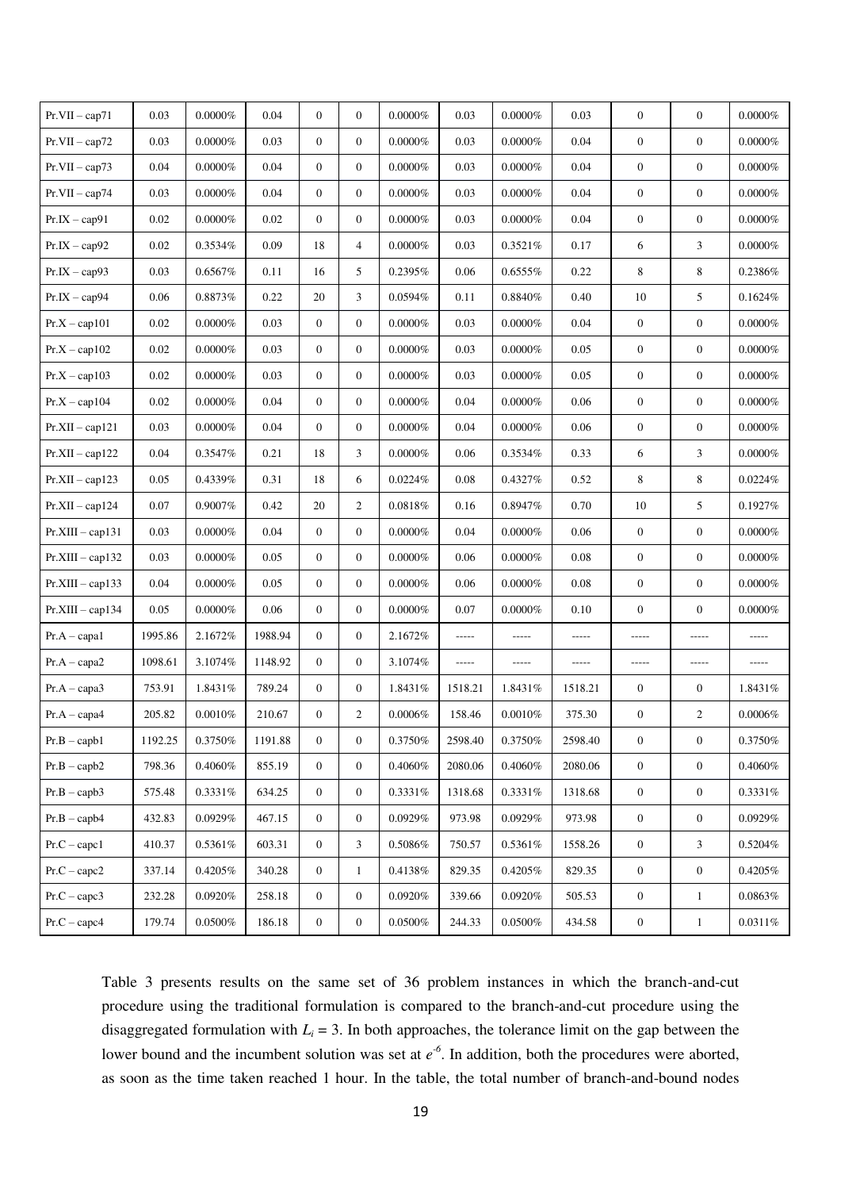| Pr.VII – cap71 | 0.03 | 0.0000% | 0.04 | 0 | 0 | 0.0000% | 0.03 | 0.0000% | 0.03 | 0 | 0 | 0.0000% |
|---|---|---|---|---|---|---|---|---|---|---|---|---|
| Pr.VII – cap72 | 0.03 | 0.0000% | 0.03 | 0 | 0 | 0.0000% | 0.03 | 0.0000% | 0.04 | 0 | 0 | 0.0000% |
| Pr.VII – cap73 | 0.04 | 0.0000% | 0.04 | 0 | 0 | 0.0000% | 0.03 | 0.0000% | 0.04 | 0 | 0 | 0.0000% |
| Pr.VII – cap74 | 0.03 | 0.0000% | 0.04 | 0 | 0 | 0.0000% | 0.03 | 0.0000% | 0.04 | 0 | 0 | 0.0000% |
| Pr.IX – cap91 | 0.02 | 0.0000% | 0.02 | 0 | 0 | 0.0000% | 0.03 | 0.0000% | 0.04 | 0 | 0 | 0.0000% |
| Pr.IX – cap92 | 0.02 | 0.3534% | 0.09 | 18 | 4 | 0.0000% | 0.03 | 0.3521% | 0.17 | 6 | 3 | 0.0000% |
| Pr.IX – cap93 | 0.03 | 0.6567% | 0.11 | 16 | 5 | 0.2395% | 0.06 | 0.6555% | 0.22 | 8 | 8 | 0.2386% |
| Pr.IX – cap94 | 0.06 | 0.8873% | 0.22 | 20 | 3 | 0.0594% | 0.11 | 0.8840% | 0.40 | 10 | 5 | 0.1624% |
| Pr.X – cap101 | 0.02 | 0.0000% | 0.03 | 0 | 0 | 0.0000% | 0.03 | 0.0000% | 0.04 | 0 | 0 | 0.0000% |
| Pr.X – cap102 | 0.02 | 0.0000% | 0.03 | 0 | 0 | 0.0000% | 0.03 | 0.0000% | 0.05 | 0 | 0 | 0.0000% |
| Pr.X – cap103 | 0.02 | 0.0000% | 0.03 | 0 | 0 | 0.0000% | 0.03 | 0.0000% | 0.05 | 0 | 0 | 0.0000% |
| Pr.X – cap104 | 0.02 | 0.0000% | 0.04 | 0 | 0 | 0.0000% | 0.04 | 0.0000% | 0.06 | 0 | 0 | 0.0000% |
| Pr.XII – cap121 | 0.03 | 0.0000% | 0.04 | 0 | 0 | 0.0000% | 0.04 | 0.0000% | 0.06 | 0 | 0 | 0.0000% |
| Pr.XII – cap122 | 0.04 | 0.3547% | 0.21 | 18 | 3 | 0.0000% | 0.06 | 0.3534% | 0.33 | 6 | 3 | 0.0000% |
| Pr.XII – cap123 | 0.05 | 0.4339% | 0.31 | 18 | 6 | 0.0224% | 0.08 | 0.4327% | 0.52 | 8 | 8 | 0.0224% |
| Pr.XII – cap124 | 0.07 | 0.9007% | 0.42 | 20 | 2 | 0.0818% | 0.16 | 0.8947% | 0.70 | 10 | 5 | 0.1927% |
| Pr.XIII – cap131 | 0.03 | 0.0000% | 0.04 | 0 | 0 | 0.0000% | 0.04 | 0.0000% | 0.06 | 0 | 0 | 0.0000% |
| Pr.XIII – cap132 | 0.03 | 0.0000% | 0.05 | 0 | 0 | 0.0000% | 0.06 | 0.0000% | 0.08 | 0 | 0 | 0.0000% |
| Pr.XIII – cap133 | 0.04 | 0.0000% | 0.05 | 0 | 0 | 0.0000% | 0.06 | 0.0000% | 0.08 | 0 | 0 | 0.0000% |
| Pr.XIII – cap134 | 0.05 | 0.0000% | 0.06 | 0 | 0 | 0.0000% | 0.07 | 0.0000% | 0.10 | 0 | 0 | 0.0000% |
| Pr.A – capa1 | 1995.86 | 2.1672% | 1988.94 | 0 | 0 | 2.1672% | ----- | ----- | ----- | ----- | ----- | ----- |
| Pr.A – capa2 | 1098.61 | 3.1074% | 1148.92 | 0 | 0 | 3.1074% | ----- | ----- | ----- | ----- | ----- | ----- |
| Pr.A – capa3 | 753.91 | 1.8431% | 789.24 | 0 | 0 | 1.8431% | 1518.21 | 1.8431% | 1518.21 | 0 | 0 | 1.8431% |
| Pr.A – capa4 | 205.82 | 0.0010% | 210.67 | 0 | 2 | 0.0006% | 158.46 | 0.0010% | 375.30 | 0 | 2 | 0.0006% |
| Pr.B – capb1 | 1192.25 | 0.3750% | 1191.88 | 0 | 0 | 0.3750% | 2598.40 | 0.3750% | 2598.40 | 0 | 0 | 0.3750% |
| Pr.B – capb2 | 798.36 | 0.4060% | 855.19 | 0 | 0 | 0.4060% | 2080.06 | 0.4060% | 2080.06 | 0 | 0 | 0.4060% |
| Pr.B – capb3 | 575.48 | 0.3331% | 634.25 | 0 | 0 | 0.3331% | 1318.68 | 0.3331% | 1318.68 | 0 | 0 | 0.3331% |
| Pr.B – capb4 | 432.83 | 0.0929% | 467.15 | 0 | 0 | 0.0929% | 973.98 | 0.0929% | 973.98 | 0 | 0 | 0.0929% |
| Pr.C – capc1 | 410.37 | 0.5361% | 603.31 | 0 | 3 | 0.5086% | 750.57 | 0.5361% | 1558.26 | 0 | 3 | 0.5204% |
| Pr.C – capc2 | 337.14 | 0.4205% | 340.28 | 0 | 1 | 0.4138% | 829.35 | 0.4205% | 829.35 | 0 | 0 | 0.4205% |
| Pr.C – capc3 | 232.28 | 0.0920% | 258.18 | 0 | 0 | 0.0920% | 339.66 | 0.0920% | 505.53 | 0 | 1 | 0.0863% |
| Pr.C – capc4 | 179.74 | 0.0500% | 186.18 | 0 | 0 | 0.0500% | 244.33 | 0.0500% | 434.58 | 0 | 1 | 0.0311% |

Table 3 presents results on the same set of 36 problem instances in which the branch-and-cut procedure using the traditional formulation is compared to the branch-and-cut procedure using the disaggregated formulation with $L_i = 3$. In both approaches, the tolerance limit on the gap between the lower bound and the incumbent solution was set at $e^{-6}$. In addition, both the procedures were aborted, as soon as the time taken reached 1 hour. In the table, the total number of branch-and-bound nodes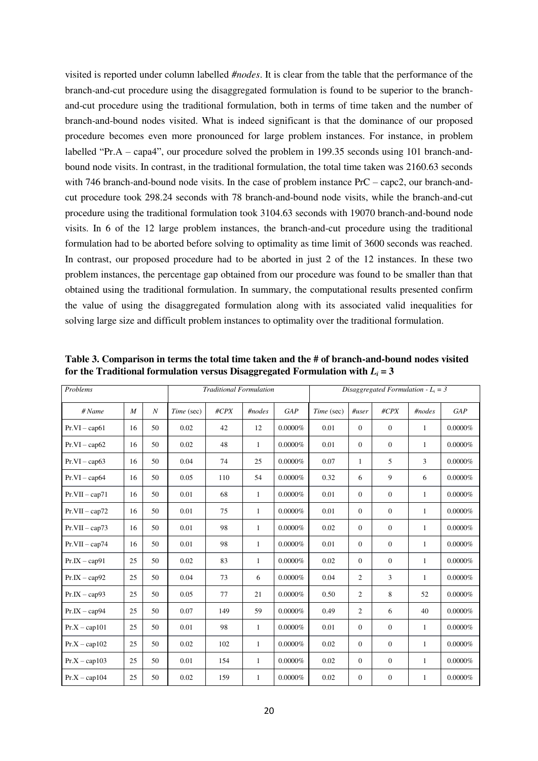visited is reported under column labelled *#nodes*. It is clear from the table that the performance of the branch-and-cut procedure using the disaggregated formulation is found to be superior to the branch-and-cut procedure using the traditional formulation, both in terms of time taken and the number of branch-and-bound nodes visited. What is indeed significant is that the dominance of our proposed procedure becomes even more pronounced for large problem instances. For instance, in problem labelled "Pr.A – capa4", our procedure solved the problem in 199.35 seconds using 101 branch-and-bound node visits. In contrast, in the traditional formulation, the total time taken was 2160.63 seconds with 746 branch-and-bound node visits. In the case of problem instance PrC – capc2, our branch-and-cut procedure took 298.24 seconds with 78 branch-and-bound node visits, while the branch-and-cut procedure using the traditional formulation took 3104.63 seconds with 19070 branch-and-bound node visits. In 6 of the 12 large problem instances, the branch-and-cut procedure using the traditional formulation had to be aborted before solving to optimality as time limit of 3600 seconds was reached. In contrast, our proposed procedure had to be aborted in just 2 of the 12 instances. In these two problem instances, the percentage gap obtained from our procedure was found to be smaller than that obtained using the traditional formulation. In summary, the computational results presented confirm the value of using the disaggregated formulation along with its associated valid inequalities for solving large size and difficult problem instances to optimality over the traditional formulation.

**Table 3. Comparison in terms the total time taken and the # of branch-and-bound nodes visited for the Traditional formulation versus Disaggregated Formulation with $L_i = 3$**

| *Problems* | | | *Traditional Formulation* | | | | *Disaggregated Formulation - $L_i = 3$* | | | | |
|---|---|---|---|---|---|---|---|---|---|---|---|
| *# Name* | *M* | *N* | *Time* (sec) | *#CPX* | *#nodes* | *GAP* | *Time* (sec) | *#user* | *#CPX* | *#nodes* | *GAP* |
| Pr.VI – cap61 | 16 | 50 | 0.02 | 42 | 12 | 0.0000% | 0.01 | 0 | 0 | 1 | 0.0000% |
| Pr.VI – cap62 | 16 | 50 | 0.02 | 48 | 1 | 0.0000% | 0.01 | 0 | 0 | 1 | 0.0000% |
| Pr.VI – cap63 | 16 | 50 | 0.04 | 74 | 25 | 0.0000% | 0.07 | 1 | 5 | 3 | 0.0000% |
| Pr.VI – cap64 | 16 | 50 | 0.05 | 110 | 54 | 0.0000% | 0.32 | 6 | 9 | 6 | 0.0000% |
| Pr.VII – cap71 | 16 | 50 | 0.01 | 68 | 1 | 0.0000% | 0.01 | 0 | 0 | 1 | 0.0000% |
| Pr.VII – cap72 | 16 | 50 | 0.01 | 75 | 1 | 0.0000% | 0.01 | 0 | 0 | 1 | 0.0000% |
| Pr.VII – cap73 | 16 | 50 | 0.01 | 98 | 1 | 0.0000% | 0.02 | 0 | 0 | 1 | 0.0000% |
| Pr.VII – cap74 | 16 | 50 | 0.01 | 98 | 1 | 0.0000% | 0.01 | 0 | 0 | 1 | 0.0000% |
| Pr.IX – cap91 | 25 | 50 | 0.02 | 83 | 1 | 0.0000% | 0.02 | 0 | 0 | 1 | 0.0000% |
| Pr.IX – cap92 | 25 | 50 | 0.04 | 73 | 6 | 0.0000% | 0.04 | 2 | 3 | 1 | 0.0000% |
| Pr.IX – cap93 | 25 | 50 | 0.05 | 77 | 21 | 0.0000% | 0.50 | 2 | 8 | 52 | 0.0000% |
| Pr.IX – cap94 | 25 | 50 | 0.07 | 149 | 59 | 0.0000% | 0.49 | 2 | 6 | 40 | 0.0000% |
| Pr.X – cap101 | 25 | 50 | 0.01 | 98 | 1 | 0.0000% | 0.01 | 0 | 0 | 1 | 0.0000% |
| Pr.X – cap102 | 25 | 50 | 0.02 | 102 | 1 | 0.0000% | 0.02 | 0 | 0 | 1 | 0.0000% |
| Pr.X – cap103 | 25 | 50 | 0.01 | 154 | 1 | 0.0000% | 0.02 | 0 | 0 | 1 | 0.0000% |
| Pr.X – cap104 | 25 | 50 | 0.02 | 159 | 1 | 0.0000% | 0.02 | 0 | 0 | 1 | 0.0000% |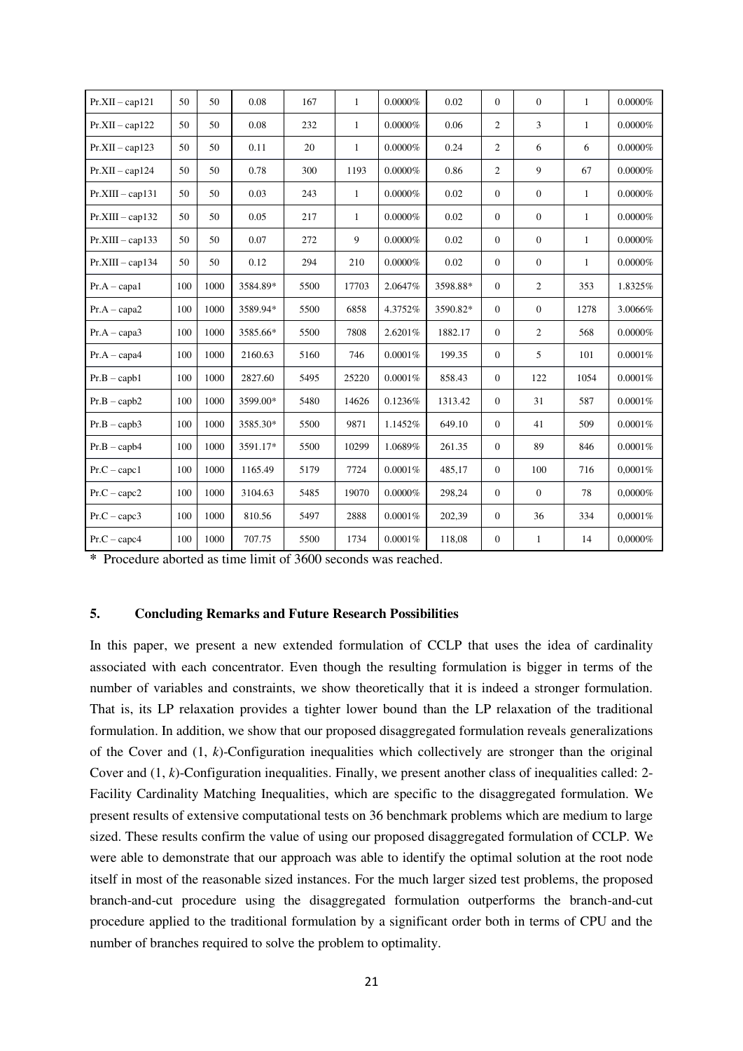| Pr.XII – cap121 | 50 | 50 | 0.08 | 167 | 1 | 0.0000% | 0.02 | 0 | 0 | 1 | 0.0000% |
|---|---|---|---|---|---|---|---|---|---|---|---|
| Pr.XII – cap122 | 50 | 50 | 0.08 | 232 | 1 | 0.0000% | 0.06 | 2 | 3 | 1 | 0.0000% |
| Pr.XII – cap123 | 50 | 50 | 0.11 | 20 | 1 | 0.0000% | 0.24 | 2 | 6 | 6 | 0.0000% |
| Pr.XII – cap124 | 50 | 50 | 0.78 | 300 | 1193 | 0.0000% | 0.86 | 2 | 9 | 67 | 0.0000% |
| Pr.XIII – cap131 | 50 | 50 | 0.03 | 243 | 1 | 0.0000% | 0.02 | 0 | 0 | 1 | 0.0000% |
| Pr.XIII – cap132 | 50 | 50 | 0.05 | 217 | 1 | 0.0000% | 0.02 | 0 | 0 | 1 | 0.0000% |
| Pr.XIII – cap133 | 50 | 50 | 0.07 | 272 | 9 | 0.0000% | 0.02 | 0 | 0 | 1 | 0.0000% |
| Pr.XIII – cap134 | 50 | 50 | 0.12 | 294 | 210 | 0.0000% | 0.02 | 0 | 0 | 1 | 0.0000% |
| Pr.A – capa1 | 100 | 1000 | 3584.89* | 5500 | 17703 | 2.0647% | 3598.88* | 0 | 2 | 353 | 1.8325% |
| Pr.A – capa2 | 100 | 1000 | 3589.94* | 5500 | 6858 | 4.3752% | 3590.82* | 0 | 0 | 1278 | 3.0066% |
| Pr.A – capa3 | 100 | 1000 | 3585.66* | 5500 | 7808 | 2.6201% | 1882.17 | 0 | 2 | 568 | 0.0000% |
| Pr.A – capa4 | 100 | 1000 | 2160.63 | 5160 | 746 | 0.0001% | 199.35 | 0 | 5 | 101 | 0.0001% |
| Pr.B – capb1 | 100 | 1000 | 2827.60 | 5495 | 25220 | 0.0001% | 858.43 | 0 | 122 | 1054 | 0.0001% |
| Pr.B – capb2 | 100 | 1000 | 3599.00* | 5480 | 14626 | 0.1236% | 1313.42 | 0 | 31 | 587 | 0.0001% |
| Pr.B – capb3 | 100 | 1000 | 3585.30* | 5500 | 9871 | 1.1452% | 649.10 | 0 | 41 | 509 | 0.0001% |
| Pr.B – capb4 | 100 | 1000 | 3591.17* | 5500 | 10299 | 1.0689% | 261.35 | 0 | 89 | 846 | 0.0001% |
| Pr.C – capc1 | 100 | 1000 | 1165.49 | 5179 | 7724 | 0.0001% | 485,17 | 0 | 100 | 716 | 0,0001% |
| Pr.C – capc2 | 100 | 1000 | 3104.63 | 5485 | 19070 | 0.0000% | 298,24 | 0 | 0 | 78 | 0,0000% |
| Pr.C – capc3 | 100 | 1000 | 810.56 | 5497 | 2888 | 0.0001% | 202,39 | 0 | 36 | 334 | 0,0001% |
| Pr.C – capc4 | 100 | 1000 | 707.75 | 5500 | 1734 | 0.0001% | 118,08 | 0 | 1 | 14 | 0,0000% |

\* Procedure aborted as time limit of 3600 seconds was reached.

## 5. Concluding Remarks and Future Research Possibilities

In this paper, we present a new extended formulation of CCLP that uses the idea of cardinality associated with each concentrator. Even though the resulting formulation is bigger in terms of the number of variables and constraints, we show theoretically that it is indeed a stronger formulation. That is, its LP relaxation provides a tighter lower bound than the LP relaxation of the traditional formulation. In addition, we show that our proposed disaggregated formulation reveals generalizations of the Cover and (1, $k$)-Configuration inequalities which collectively are stronger than the original Cover and (1, $k$)-Configuration inequalities. Finally, we present another class of inequalities called: 2-Facility Cardinality Matching Inequalities, which are specific to the disaggregated formulation. We present results of extensive computational tests on 36 benchmark problems which are medium to large sized. These results confirm the value of using our proposed disaggregated formulation of CCLP. We were able to demonstrate that our approach was able to identify the optimal solution at the root node itself in most of the reasonable sized instances. For the much larger sized test problems, the proposed branch-and-cut procedure using the disaggregated formulation outperforms the branch-and-cut procedure applied to the traditional formulation by a significant order both in terms of CPU and the number of branches required to solve the problem to optimality.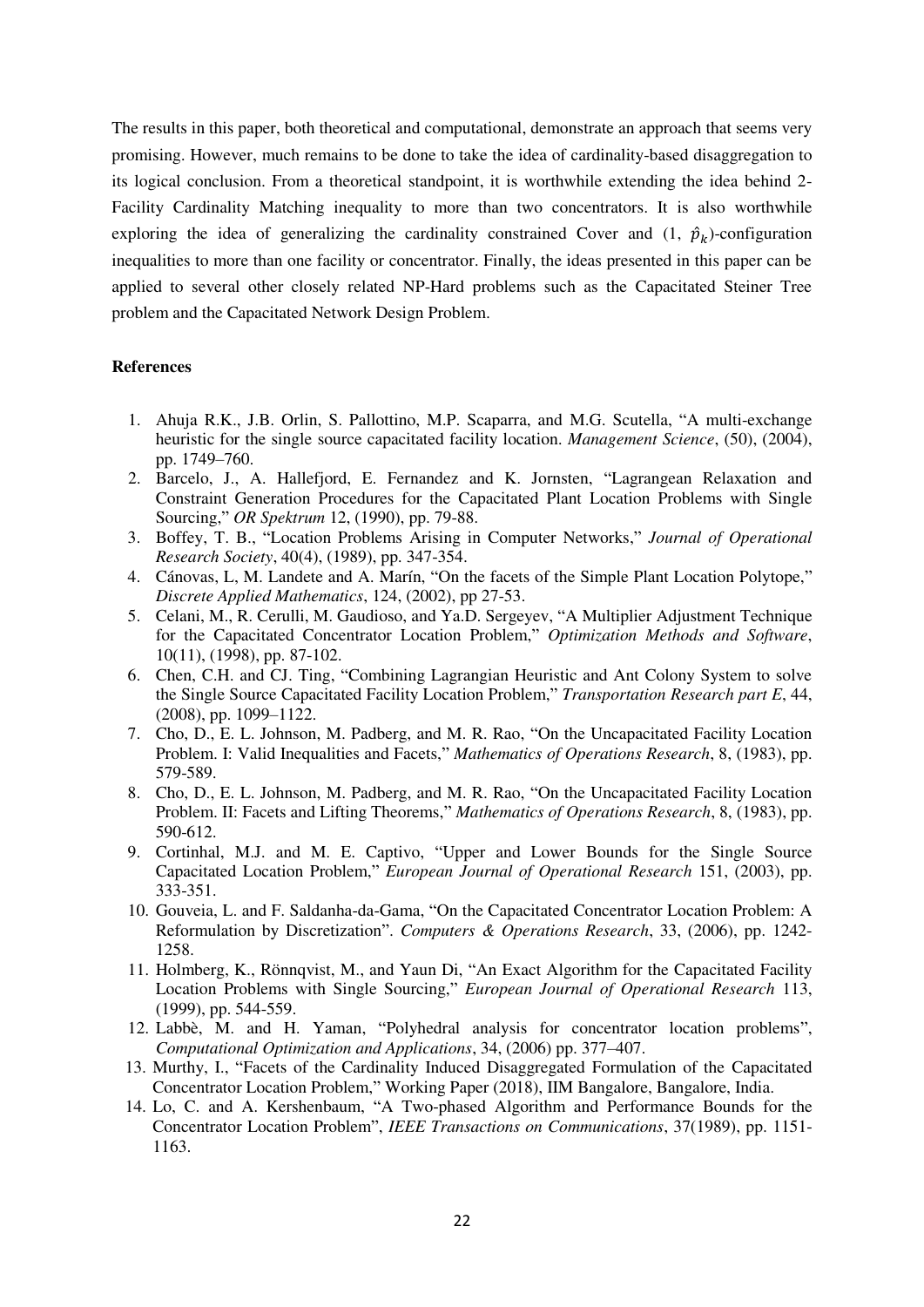The results in this paper, both theoretical and computational, demonstrate an approach that seems very promising. However, much remains to be done to take the idea of cardinality-based disaggregation to its logical conclusion. From a theoretical standpoint, it is worthwhile extending the idea behind 2-Facility Cardinality Matching inequality to more than two concentrators. It is also worthwhile exploring the idea of generalizing the cardinality constrained Cover and $(1,\ \hat{p}_k)$-configuration inequalities to more than one facility or concentrator. Finally, the ideas presented in this paper can be applied to several other closely related NP-Hard problems such as the Capacitated Steiner Tree problem and the Capacitated Network Design Problem.

**References**

1. Ahuja R.K., J.B. Orlin, S. Pallottino, M.P. Scaparra, and M.G. Scutella, "A multi-exchange heuristic for the single source capacitated facility location. *Management Science*, (50), (2004), pp. 1749–760.
2. Barcelo, J., A. Hallefjord, E. Fernandez and K. Jornsten, "Lagrangean Relaxation and Constraint Generation Procedures for the Capacitated Plant Location Problems with Single Sourcing," *OR Spektrum* 12, (1990), pp. 79-88.
3. Boffey, T. B., "Location Problems Arising in Computer Networks," *Journal of Operational Research Society*, 40(4), (1989), pp. 347-354.
4. Cánovas, L, M. Landete and A. Marín, "On the facets of the Simple Plant Location Polytope," *Discrete Applied Mathematics*, 124, (2002), pp 27-53.
5. Celani, M., R. Cerulli, M. Gaudioso, and Ya.D. Sergeyev, "A Multiplier Adjustment Technique for the Capacitated Concentrator Location Problem," *Optimization Methods and Software*, 10(11), (1998), pp. 87-102.
6. Chen, C.H. and CJ. Ting, "Combining Lagrangian Heuristic and Ant Colony System to solve the Single Source Capacitated Facility Location Problem," *Transportation Research part E*, 44, (2008), pp. 1099–1122.
7. Cho, D., E. L. Johnson, M. Padberg, and M. R. Rao, "On the Uncapacitated Facility Location Problem. I: Valid Inequalities and Facets," *Mathematics of Operations Research*, 8, (1983), pp. 579-589.
8. Cho, D., E. L. Johnson, M. Padberg, and M. R. Rao, "On the Uncapacitated Facility Location Problem. II: Facets and Lifting Theorems," *Mathematics of Operations Research*, 8, (1983), pp. 590-612.
9. Cortinhal, M.J. and M. E. Captivo, "Upper and Lower Bounds for the Single Source Capacitated Location Problem," *European Journal of Operational Research* 151, (2003), pp. 333-351.
10. Gouveia, L. and F. Saldanha-da-Gama, "On the Capacitated Concentrator Location Problem: A Reformulation by Discretization". *Computers & Operations Research*, 33, (2006), pp. 1242-1258.
11. Holmberg, K., Rönnqvist, M., and Yaun Di, "An Exact Algorithm for the Capacitated Facility Location Problems with Single Sourcing," *European Journal of Operational Research* 113, (1999), pp. 544-559.
12. Labbè, M. and H. Yaman, "Polyhedral analysis for concentrator location problems", *Computational Optimization and Applications*, 34, (2006) pp. 377–407.
13. Murthy, I., "Facets of the Cardinality Induced Disaggregated Formulation of the Capacitated Concentrator Location Problem," Working Paper (2018), IIM Bangalore, Bangalore, India.
14. Lo, C. and A. Kershenbaum, "A Two-phased Algorithm and Performance Bounds for the Concentrator Location Problem", *IEEE Transactions on Communications*, 37(1989), pp. 1151-1163.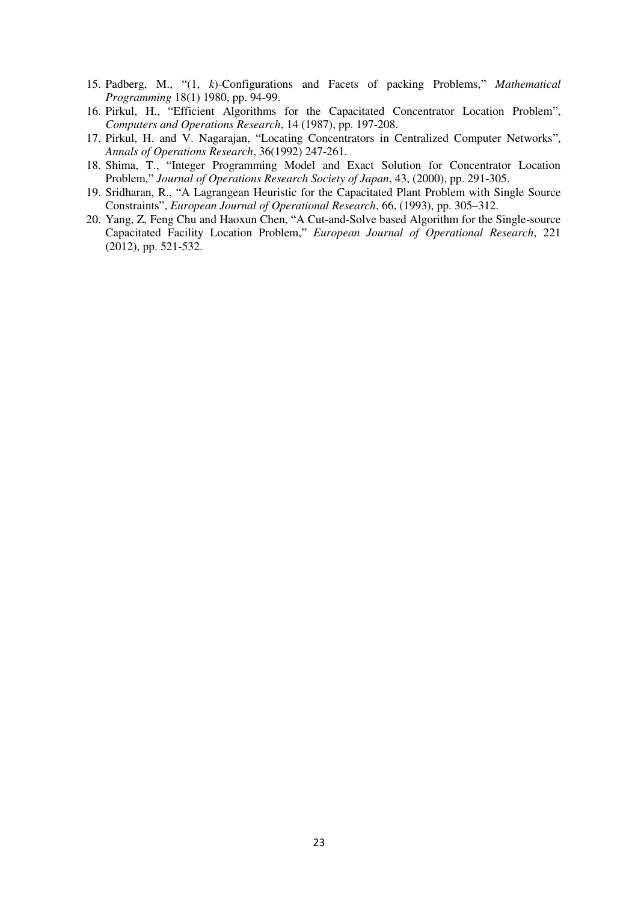15. Padberg, M., "(1, *k*)-Configurations and Facets of packing Problems," *Mathematical Programming* 18(1) 1980, pp. 94-99.
16. Pirkul, H., "Efficient Algorithms for the Capacitated Concentrator Location Problem", *Computers and Operations Research*, 14 (1987), pp. 197-208.
17. Pirkul, H. and V. Nagarajan, "Locating Concentrators in Centralized Computer Networks", *Annals of Operations Research*, 36(1992) 247-261.
18. Shima, T., "Integer Programming Model and Exact Solution for Concentrator Location Problem," *Journal of Operations Research Society of Japan*, 43, (2000), pp. 291-305.
19. Sridharan, R., "A Lagrangean Heuristic for the Capacitated Plant Problem with Single Source Constraints", *European Journal of Operational Research*, 66, (1993), pp. 305–312.
20. Yang, Z, Feng Chu and Haoxun Chen, "A Cut-and-Solve based Algorithm for the Single-source Capacitated Facility Location Problem," *European Journal of Operational Research*, 221 (2012), pp. 521-532.